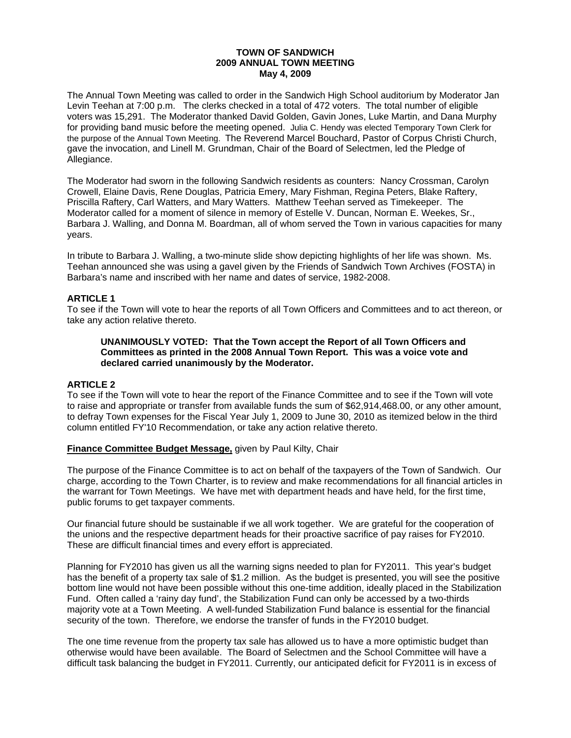# TOWN OF SANDWICH
## 2009 ANNUAL TOWN MEETING
### May 4, 2009

The Annual Town Meeting was called to order in the Sandwich High School auditorium by Moderator Jan Levin Teehan at 7:00 p.m. The clerks checked in a total of 472 voters. The total number of eligible voters was 15,291. The Moderator thanked David Golden, Gavin Jones, Luke Martin, and Dana Murphy for providing band music before the meeting opened. Julia C. Hendy was elected Temporary Town Clerk for the purpose of the Annual Town Meeting. The Reverend Marcel Bouchard, Pastor of Corpus Christi Church, gave the invocation, and Linell M. Grundman, Chair of the Board of Selectmen, led the Pledge of Allegiance.

The Moderator had sworn in the following Sandwich residents as counters: Nancy Crossman, Carolyn Crowell, Elaine Davis, Rene Douglas, Patricia Emery, Mary Fishman, Regina Peters, Blake Raftery, Priscilla Raftery, Carl Watters, and Mary Watters. Matthew Teehan served as Timekeeper. The Moderator called for a moment of silence in memory of Estelle V. Duncan, Norman E. Weekes, Sr., Barbara J. Walling, and Donna M. Boardman, all of whom served the Town in various capacities for many years.

In tribute to Barbara J. Walling, a two-minute slide show depicting highlights of her life was shown. Ms. Teehan announced she was using a gavel given by the Friends of Sandwich Town Archives (FOSTA) in Barbara's name and inscribed with her name and dates of service, 1982-2008.

**ARTICLE 1**
To see if the Town will vote to hear the reports of all Town Officers and Committees and to act thereon, or take any action relative thereto.

> **UNANIMOUSLY VOTED: That the Town accept the Report of all Town Officers and Committees as printed in the 2008 Annual Town Report. This was a voice vote and declared carried unanimously by the Moderator.**

**ARTICLE 2**
To see if the Town will vote to hear the report of the Finance Committee and to see if the Town will vote to raise and appropriate or transfer from available funds the sum of $62,914,468.00, or any other amount, to defray Town expenses for the Fiscal Year July 1, 2009 to June 30, 2010 as itemized below in the third column entitled FY'10 Recommendation, or take any action relative thereto.

**Finance Committee Budget Message,** given by Paul Kilty, Chair

The purpose of the Finance Committee is to act on behalf of the taxpayers of the Town of Sandwich. Our charge, according to the Town Charter, is to review and make recommendations for all financial articles in the warrant for Town Meetings. We have met with department heads and have held, for the first time, public forums to get taxpayer comments.

Our financial future should be sustainable if we all work together. We are grateful for the cooperation of the unions and the respective department heads for their proactive sacrifice of pay raises for FY2010. These are difficult financial times and every effort is appreciated.

Planning for FY2010 has given us all the warning signs needed to plan for FY2011. This year's budget has the benefit of a property tax sale of $1.2 million. As the budget is presented, you will see the positive bottom line would not have been possible without this one-time addition, ideally placed in the Stabilization Fund. Often called a 'rainy day fund', the Stabilization Fund can only be accessed by a two-thirds majority vote at a Town Meeting. A well-funded Stabilization Fund balance is essential for the financial security of the town. Therefore, we endorse the transfer of funds in the FY2010 budget.

The one time revenue from the property tax sale has allowed us to have a more optimistic budget than otherwise would have been available. The Board of Selectmen and the School Committee will have a difficult task balancing the budget in FY2011. Currently, our anticipated deficit for FY2011 is in excess of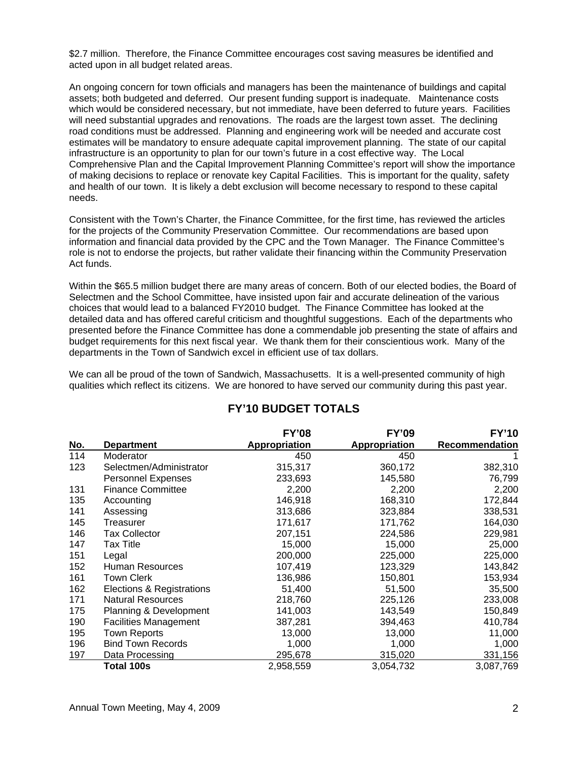$2.7 million. Therefore, the Finance Committee encourages cost saving measures be identified and acted upon in all budget related areas.

An ongoing concern for town officials and managers has been the maintenance of buildings and capital assets; both budgeted and deferred. Our present funding support is inadequate. Maintenance costs which would be considered necessary, but not immediate, have been deferred to future years. Facilities will need substantial upgrades and renovations. The roads are the largest town asset. The declining road conditions must be addressed. Planning and engineering work will be needed and accurate cost estimates will be mandatory to ensure adequate capital improvement planning. The state of our capital infrastructure is an opportunity to plan for our town's future in a cost effective way. The Local Comprehensive Plan and the Capital Improvement Planning Committee's report will show the importance of making decisions to replace or renovate key Capital Facilities. This is important for the quality, safety and health of our town. It is likely a debt exclusion will become necessary to respond to these capital needs.

Consistent with the Town's Charter, the Finance Committee, for the first time, has reviewed the articles for the projects of the Community Preservation Committee. Our recommendations are based upon information and financial data provided by the CPC and the Town Manager. The Finance Committee's role is not to endorse the projects, but rather validate their financing within the Community Preservation Act funds.

Within the $65.5 million budget there are many areas of concern. Both of our elected bodies, the Board of Selectmen and the School Committee, have insisted upon fair and accurate delineation of the various choices that would lead to a balanced FY2010 budget. The Finance Committee has looked at the detailed data and has offered careful criticism and thoughtful suggestions. Each of the departments who presented before the Finance Committee has done a commendable job presenting the state of affairs and budget requirements for this next fiscal year. We thank them for their conscientious work. Many of the departments in the Town of Sandwich excel in efficient use of tax dollars.

We can all be proud of the town of Sandwich, Massachusetts. It is a well-presented community of high qualities which reflect its citizens. We are honored to have served our community during this past year.

## FY'10 BUDGET TOTALS

| No. | Department | FY'08 Appropriation | FY'09 Appropriation | FY'10 Recommendation |
|---|---|---|---|---|
| 114 | Moderator | 450 | 450 | 1 |
| 123 | Selectmen/Administrator | 315,317 | 360,172 | 382,310 |
| | Personnel Expenses | 233,693 | 145,580 | 76,799 |
| 131 | Finance Committee | 2,200 | 2,200 | 2,200 |
| 135 | Accounting | 146,918 | 168,310 | 172,844 |
| 141 | Assessing | 313,686 | 323,884 | 338,531 |
| 145 | Treasurer | 171,617 | 171,762 | 164,030 |
| 146 | Tax Collector | 207,151 | 224,586 | 229,981 |
| 147 | Tax Title | 15,000 | 15,000 | 25,000 |
| 151 | Legal | 200,000 | 225,000 | 225,000 |
| 152 | Human Resources | 107,419 | 123,329 | 143,842 |
| 161 | Town Clerk | 136,986 | 150,801 | 153,934 |
| 162 | Elections & Registrations | 51,400 | 51,500 | 35,500 |
| 171 | Natural Resources | 218,760 | 225,126 | 233,008 |
| 175 | Planning & Development | 141,003 | 143,549 | 150,849 |
| 190 | Facilities Management | 387,281 | 394,463 | 410,784 |
| 195 | Town Reports | 13,000 | 13,000 | 11,000 |
| 196 | Bind Town Records | 1,000 | 1,000 | 1,000 |
| 197 | Data Processing | 295,678 | 315,020 | 331,156 |
| | **Total 100s** | 2,958,559 | 3,054,732 | 3,087,769 |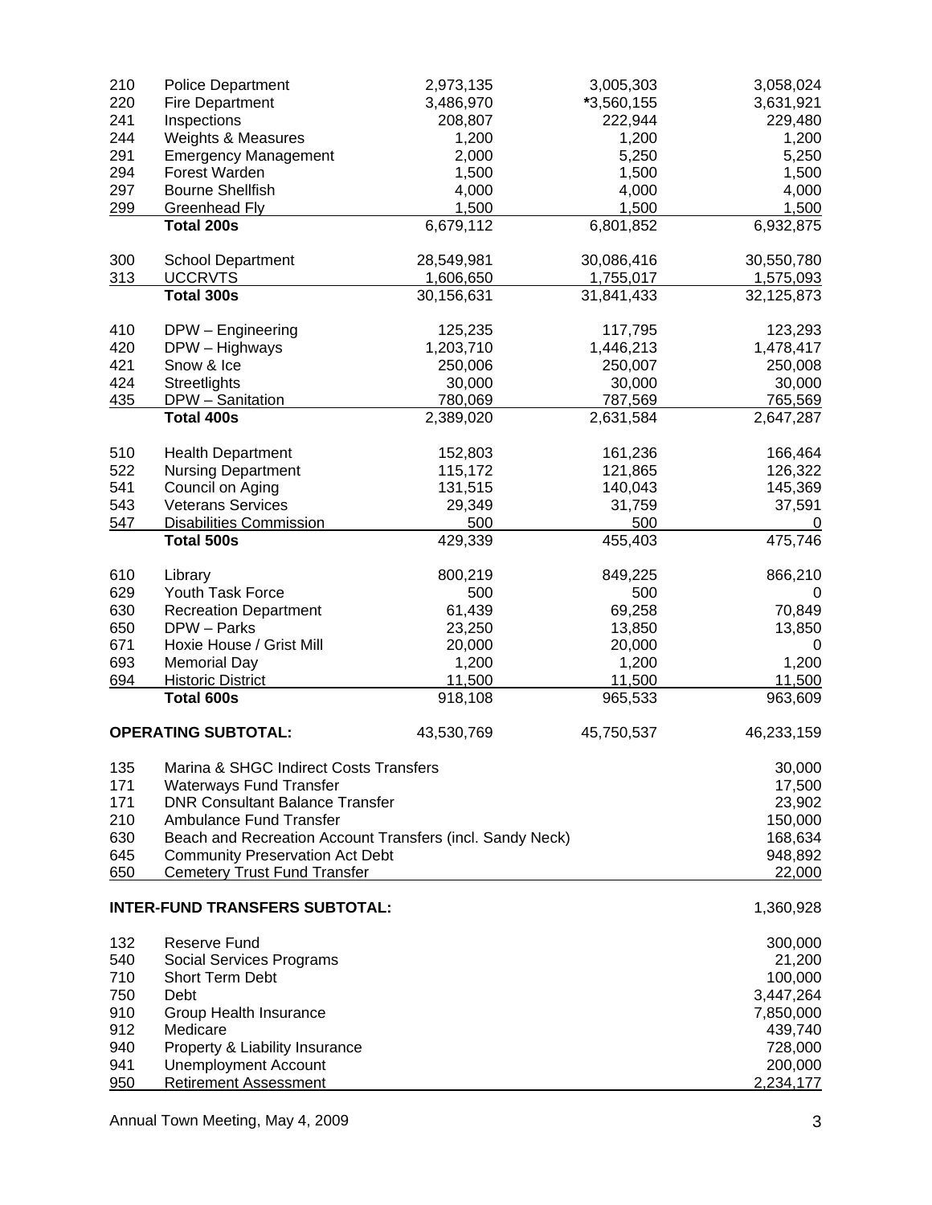| | | | | |
|---|---|---|---|---|
| 210 | Police Department | 2,973,135 | 3,005,303 | 3,058,024 |
| 220 | Fire Department | 3,486,970 | *3,560,155 | 3,631,921 |
| 241 | Inspections | 208,807 | 222,944 | 229,480 |
| 244 | Weights & Measures | 1,200 | 1,200 | 1,200 |
| 291 | Emergency Management | 2,000 | 5,250 | 5,250 |
| 294 | Forest Warden | 1,500 | 1,500 | 1,500 |
| 297 | Bourne Shellfish | 4,000 | 4,000 | 4,000 |
| 299 | Greenhead Fly | 1,500 | 1,500 | 1,500 |
| | **Total 200s** | 6,679,112 | 6,801,852 | 6,932,875 |
| | | | | |
| 300 | School Department | 28,549,981 | 30,086,416 | 30,550,780 |
| 313 | UCCRVTS | 1,606,650 | 1,755,017 | 1,575,093 |
| | **Total 300s** | 30,156,631 | 31,841,433 | 32,125,873 |
| | | | | |
| 410 | DPW – Engineering | 125,235 | 117,795 | 123,293 |
| 420 | DPW – Highways | 1,203,710 | 1,446,213 | 1,478,417 |
| 421 | Snow & Ice | 250,006 | 250,007 | 250,008 |
| 424 | Streetlights | 30,000 | 30,000 | 30,000 |
| 435 | DPW – Sanitation | 780,069 | 787,569 | 765,569 |
| | **Total 400s** | 2,389,020 | 2,631,584 | 2,647,287 |
| | | | | |
| 510 | Health Department | 152,803 | 161,236 | 166,464 |
| 522 | Nursing Department | 115,172 | 121,865 | 126,322 |
| 541 | Council on Aging | 131,515 | 140,043 | 145,369 |
| 543 | Veterans Services | 29,349 | 31,759 | 37,591 |
| 547 | Disabilities Commission | 500 | 500 | 0 |
| | **Total 500s** | 429,339 | 455,403 | 475,746 |
| | | | | |
| 610 | Library | 800,219 | 849,225 | 866,210 |
| 629 | Youth Task Force | 500 | 500 | 0 |
| 630 | Recreation Department | 61,439 | 69,258 | 70,849 |
| 650 | DPW – Parks | 23,250 | 13,850 | 13,850 |
| 671 | Hoxie House / Grist Mill | 20,000 | 20,000 | 0 |
| 693 | Memorial Day | 1,200 | 1,200 | 1,200 |
| 694 | Historic District | 11,500 | 11,500 | 11,500 |
| | **Total 600s** | 918,108 | 965,533 | 963,609 |
| | | | | |
| | **OPERATING SUBTOTAL:** | 43,530,769 | 45,750,537 | 46,233,159 |
| | | | | |
| 135 | Marina & SHGC Indirect Costs Transfers | | | 30,000 |
| 171 | Waterways Fund Transfer | | | 17,500 |
| 171 | DNR Consultant Balance Transfer | | | 23,902 |
| 210 | Ambulance Fund Transfer | | | 150,000 |
| 630 | Beach and Recreation Account Transfers (incl. Sandy Neck) | | | 168,634 |
| 645 | Community Preservation Act Debt | | | 948,892 |
| 650 | Cemetery Trust Fund Transfer | | | 22,000 |
| | | | | |
| | **INTER-FUND TRANSFERS SUBTOTAL:** | | | 1,360,928 |
| | | | | |
| 132 | Reserve Fund | | | 300,000 |
| 540 | Social Services Programs | | | 21,200 |
| 710 | Short Term Debt | | | 100,000 |
| 750 | Debt | | | 3,447,264 |
| 910 | Group Health Insurance | | | 7,850,000 |
| 912 | Medicare | | | 439,740 |
| 940 | Property & Liability Insurance | | | 728,000 |
| 941 | Unemployment Account | | | 200,000 |
| 950 | Retirement Assessment | | | 2,234,177 |

Annual Town Meeting, May 4, 2009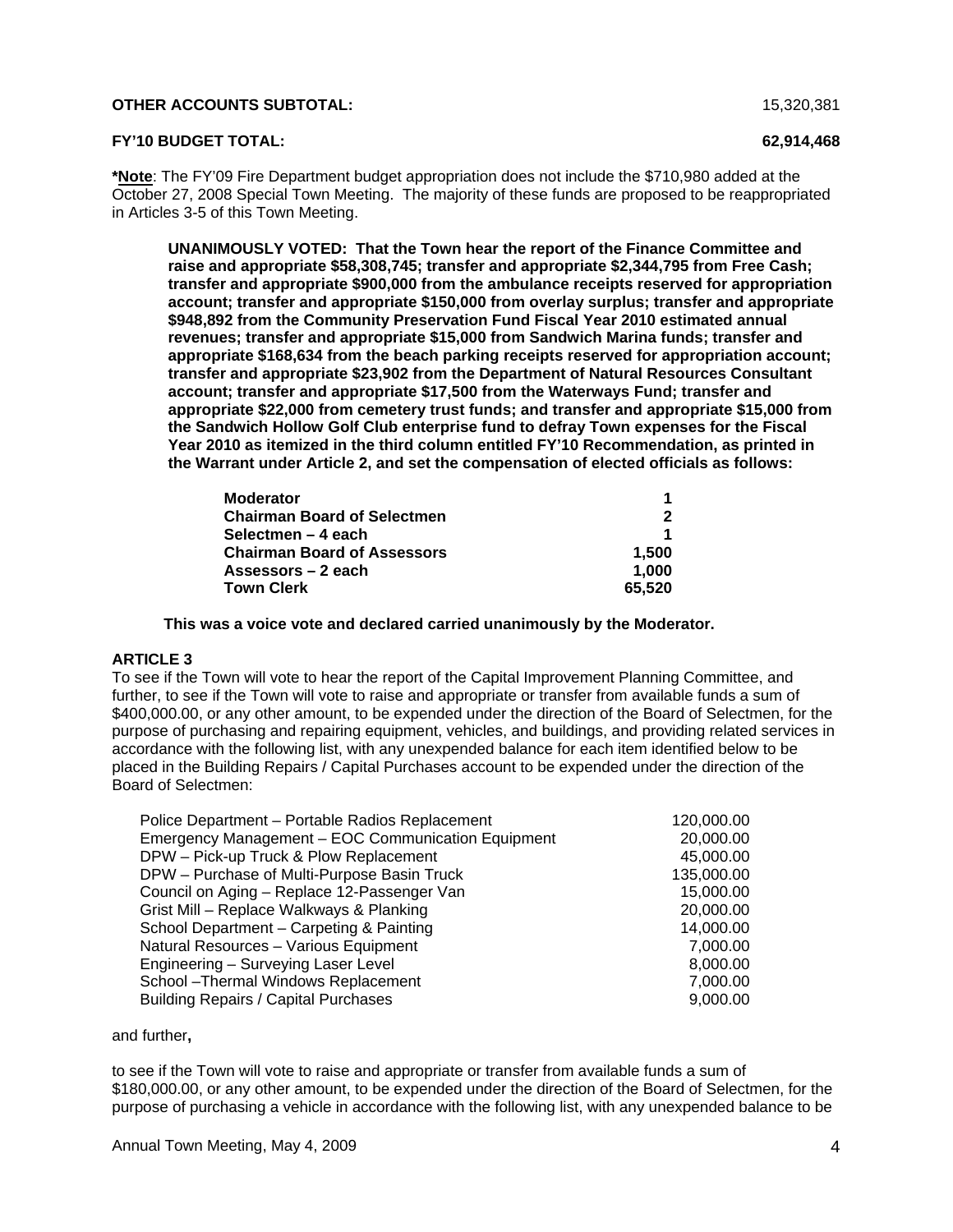| | |
|---|---|
| **OTHER ACCOUNTS SUBTOTAL:** | 15,320,381 |
| **FY'10 BUDGET TOTAL:** | **62,914,468** |

***Note**: The FY'09 Fire Department budget appropriation does not include the $710,980 added at the October 27, 2008 Special Town Meeting. The majority of these funds are proposed to be reappropriated in Articles 3-5 of this Town Meeting.

**UNANIMOUSLY VOTED: That the Town hear the report of the Finance Committee and raise and appropriate $58,308,745; transfer and appropriate $2,344,795 from Free Cash; transfer and appropriate $900,000 from the ambulance receipts reserved for appropriation account; transfer and appropriate $150,000 from overlay surplus; transfer and appropriate $948,892 from the Community Preservation Fund Fiscal Year 2010 estimated annual revenues; transfer and appropriate $15,000 from Sandwich Marina funds; transfer and appropriate $168,634 from the beach parking receipts reserved for appropriation account; transfer and appropriate $23,902 from the Department of Natural Resources Consultant account; transfer and appropriate $17,500 from the Waterways Fund; transfer and appropriate $22,000 from cemetery trust funds; and transfer and appropriate $15,000 from the Sandwich Hollow Golf Club enterprise fund to defray Town expenses for the Fiscal Year 2010 as itemized in the third column entitled FY'10 Recommendation, as printed in the Warrant under Article 2, and set the compensation of elected officials as follows:**

| | |
|---|---|
| **Moderator** | **1** |
| **Chairman Board of Selectmen** | **2** |
| **Selectmen – 4 each** | **1** |
| **Chairman Board of Assessors** | **1,500** |
| **Assessors – 2 each** | **1,000** |
| **Town Clerk** | **65,520** |

**This was a voice vote and declared carried unanimously by the Moderator.**

**ARTICLE 3**

To see if the Town will vote to hear the report of the Capital Improvement Planning Committee, and further, to see if the Town will vote to raise and appropriate or transfer from available funds a sum of $400,000.00, or any other amount, to be expended under the direction of the Board of Selectmen, for the purpose of purchasing and repairing equipment, vehicles, and buildings, and providing related services in accordance with the following list, with any unexpended balance for each item identified below to be placed in the Building Repairs / Capital Purchases account to be expended under the direction of the Board of Selectmen:

| | |
|---|---|
| Police Department – Portable Radios Replacement | 120,000.00 |
| Emergency Management – EOC Communication Equipment | 20,000.00 |
| DPW – Pick-up Truck & Plow Replacement | 45,000.00 |
| DPW – Purchase of Multi-Purpose Basin Truck | 135,000.00 |
| Council on Aging – Replace 12-Passenger Van | 15,000.00 |
| Grist Mill – Replace Walkways & Planking | 20,000.00 |
| School Department – Carpeting & Painting | 14,000.00 |
| Natural Resources – Various Equipment | 7,000.00 |
| Engineering – Surveying Laser Level | 8,000.00 |
| School –Thermal Windows Replacement | 7,000.00 |
| Building Repairs / Capital Purchases | 9,000.00 |

and further**,**

to see if the Town will vote to raise and appropriate or transfer from available funds a sum of $180,000.00, or any other amount, to be expended under the direction of the Board of Selectmen, for the purpose of purchasing a vehicle in accordance with the following list, with any unexpended balance to be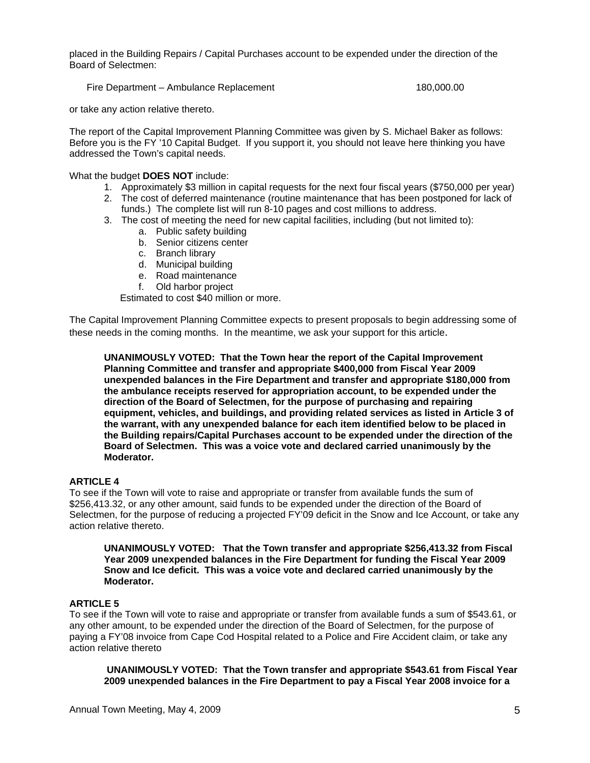placed in the Building Repairs / Capital Purchases account to be expended under the direction of the Board of Selectmen:

| | |
|---|---|
| Fire Department – Ambulance Replacement | 180,000.00 |

or take any action relative thereto.

The report of the Capital Improvement Planning Committee was given by S. Michael Baker as follows: Before you is the FY '10 Capital Budget. If you support it, you should not leave here thinking you have addressed the Town's capital needs.

What the budget **DOES NOT** include:

1. Approximately $3 million in capital requests for the next four fiscal years ($750,000 per year)
2. The cost of deferred maintenance (routine maintenance that has been postponed for lack of funds.) The complete list will run 8-10 pages and cost millions to address.
3. The cost of meeting the need for new capital facilities, including (but not limited to):
   a. Public safety building
   b. Senior citizens center
   c. Branch library
   d. Municipal building
   e. Road maintenance
   f. Old harbor project

   Estimated to cost $40 million or more.

The Capital Improvement Planning Committee expects to present proposals to begin addressing some of these needs in the coming months. In the meantime, we ask your support for this article.

> **UNANIMOUSLY VOTED: That the Town hear the report of the Capital Improvement Planning Committee and transfer and appropriate $400,000 from Fiscal Year 2009 unexpended balances in the Fire Department and transfer and appropriate $180,000 from the ambulance receipts reserved for appropriation account, to be expended under the direction of the Board of Selectmen, for the purpose of purchasing and repairing equipment, vehicles, and buildings, and providing related services as listed in Article 3 of the warrant, with any unexpended balance for each item identified below to be placed in the Building repairs/Capital Purchases account to be expended under the direction of the Board of Selectmen. This was a voice vote and declared carried unanimously by the Moderator.**

### ARTICLE 4

To see if the Town will vote to raise and appropriate or transfer from available funds the sum of $256,413.32, or any other amount, said funds to be expended under the direction of the Board of Selectmen, for the purpose of reducing a projected FY'09 deficit in the Snow and Ice Account, or take any action relative thereto.

> **UNANIMOUSLY VOTED: That the Town transfer and appropriate $256,413.32 from Fiscal Year 2009 unexpended balances in the Fire Department for funding the Fiscal Year 2009 Snow and Ice deficit. This was a voice vote and declared carried unanimously by the Moderator.**

### ARTICLE 5

To see if the Town will vote to raise and appropriate or transfer from available funds a sum of $543.61, or any other amount, to be expended under the direction of the Board of Selectmen, for the purpose of paying a FY'08 invoice from Cape Cod Hospital related to a Police and Fire Accident claim, or take any action relative thereto

> **UNANIMOUSLY VOTED: That the Town transfer and appropriate $543.61 from Fiscal Year 2009 unexpended balances in the Fire Department to pay a Fiscal Year 2008 invoice for a**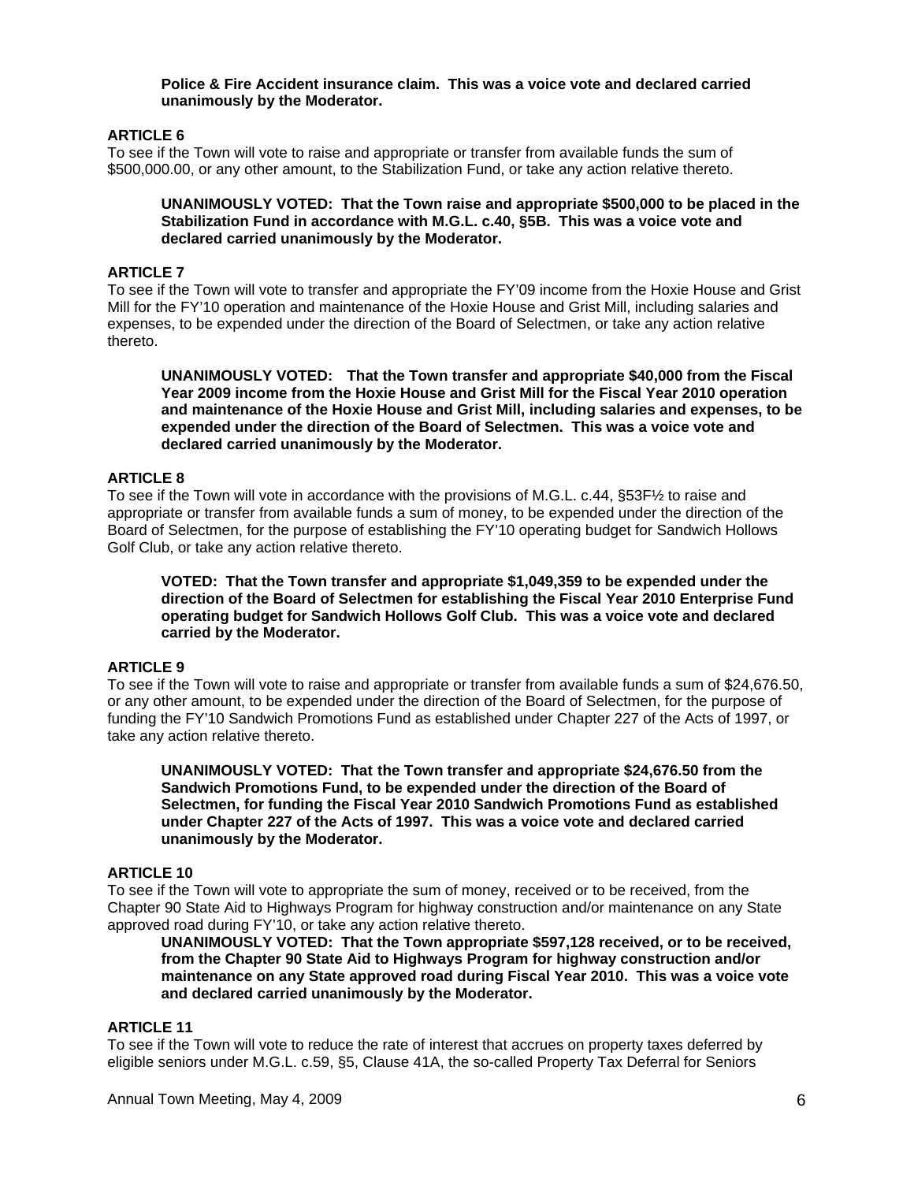**Police & Fire Accident insurance claim. This was a voice vote and declared carried unanimously by the Moderator.**

### ARTICLE 6

To see if the Town will vote to raise and appropriate or transfer from available funds the sum of $500,000.00, or any other amount, to the Stabilization Fund, or take any action relative thereto.

**UNANIMOUSLY VOTED: That the Town raise and appropriate $500,000 to be placed in the Stabilization Fund in accordance with M.G.L. c.40, §5B. This was a voice vote and declared carried unanimously by the Moderator.**

### ARTICLE 7

To see if the Town will vote to transfer and appropriate the FY'09 income from the Hoxie House and Grist Mill for the FY'10 operation and maintenance of the Hoxie House and Grist Mill, including salaries and expenses, to be expended under the direction of the Board of Selectmen, or take any action relative thereto.

**UNANIMOUSLY VOTED: That the Town transfer and appropriate $40,000 from the Fiscal Year 2009 income from the Hoxie House and Grist Mill for the Fiscal Year 2010 operation and maintenance of the Hoxie House and Grist Mill, including salaries and expenses, to be expended under the direction of the Board of Selectmen. This was a voice vote and declared carried unanimously by the Moderator.**

### ARTICLE 8

To see if the Town will vote in accordance with the provisions of M.G.L. c.44, §53F½ to raise and appropriate or transfer from available funds a sum of money, to be expended under the direction of the Board of Selectmen, for the purpose of establishing the FY'10 operating budget for Sandwich Hollows Golf Club, or take any action relative thereto.

**VOTED: That the Town transfer and appropriate $1,049,359 to be expended under the direction of the Board of Selectmen for establishing the Fiscal Year 2010 Enterprise Fund operating budget for Sandwich Hollows Golf Club. This was a voice vote and declared carried by the Moderator.**

### ARTICLE 9

To see if the Town will vote to raise and appropriate or transfer from available funds a sum of $24,676.50, or any other amount, to be expended under the direction of the Board of Selectmen, for the purpose of funding the FY'10 Sandwich Promotions Fund as established under Chapter 227 of the Acts of 1997, or take any action relative thereto.

**UNANIMOUSLY VOTED: That the Town transfer and appropriate $24,676.50 from the Sandwich Promotions Fund, to be expended under the direction of the Board of Selectmen, for funding the Fiscal Year 2010 Sandwich Promotions Fund as established under Chapter 227 of the Acts of 1997. This was a voice vote and declared carried unanimously by the Moderator.**

### ARTICLE 10

To see if the Town will vote to appropriate the sum of money, received or to be received, from the Chapter 90 State Aid to Highways Program for highway construction and/or maintenance on any State approved road during FY'10, or take any action relative thereto.

**UNANIMOUSLY VOTED: That the Town appropriate $597,128 received, or to be received, from the Chapter 90 State Aid to Highways Program for highway construction and/or maintenance on any State approved road during Fiscal Year 2010. This was a voice vote and declared carried unanimously by the Moderator.**

### ARTICLE 11

To see if the Town will vote to reduce the rate of interest that accrues on property taxes deferred by eligible seniors under M.G.L. c.59, §5, Clause 41A, the so-called Property Tax Deferral for Seniors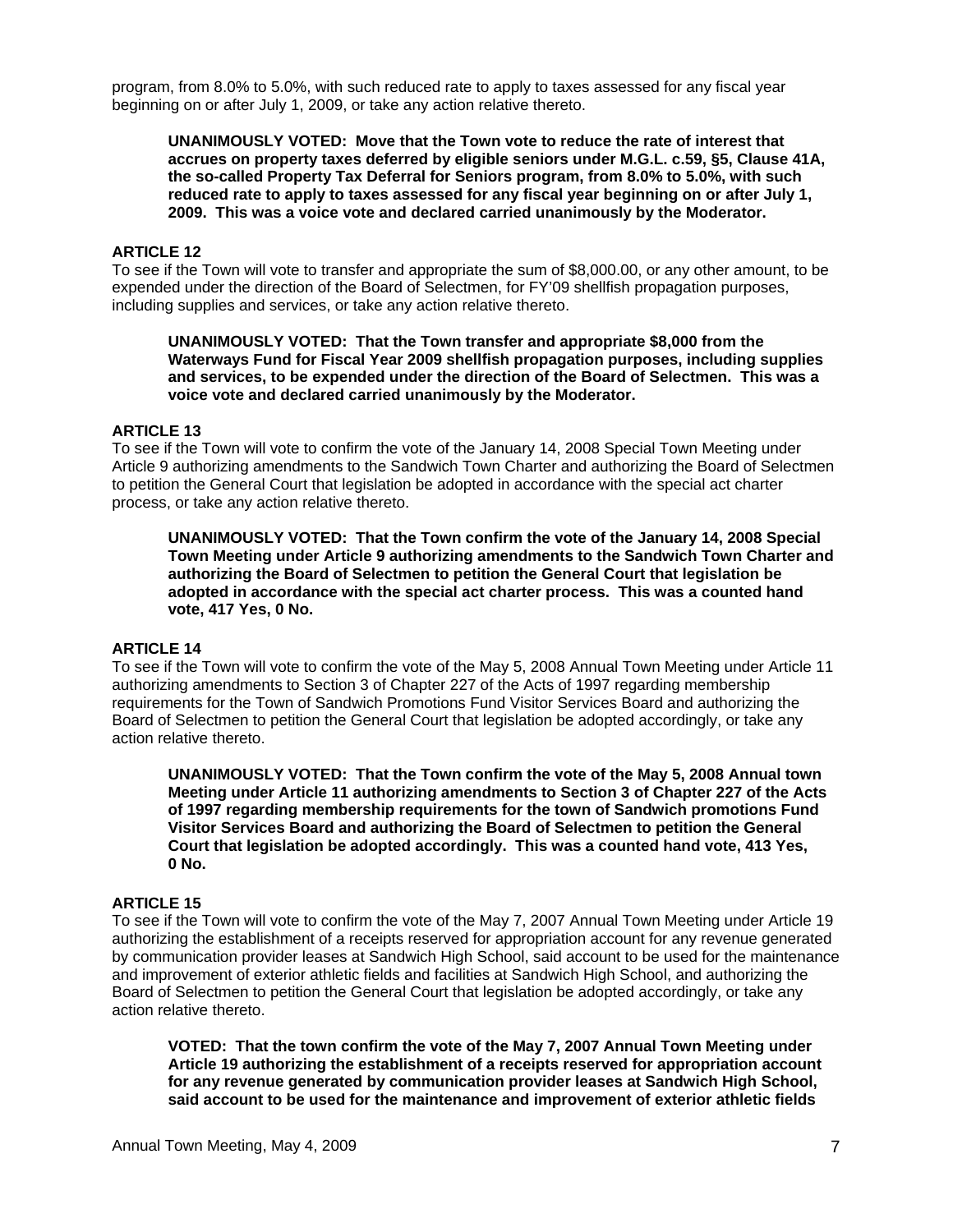program, from 8.0% to 5.0%, with such reduced rate to apply to taxes assessed for any fiscal year beginning on or after July 1, 2009, or take any action relative thereto.

> **UNANIMOUSLY VOTED: Move that the Town vote to reduce the rate of interest that accrues on property taxes deferred by eligible seniors under M.G.L. c.59, §5, Clause 41A, the so-called Property Tax Deferral for Seniors program, from 8.0% to 5.0%, with such reduced rate to apply to taxes assessed for any fiscal year beginning on or after July 1, 2009. This was a voice vote and declared carried unanimously by the Moderator.**

### ARTICLE 12

To see if the Town will vote to transfer and appropriate the sum of $8,000.00, or any other amount, to be expended under the direction of the Board of Selectmen, for FY'09 shellfish propagation purposes, including supplies and services, or take any action relative thereto.

> **UNANIMOUSLY VOTED: That the Town transfer and appropriate $8,000 from the Waterways Fund for Fiscal Year 2009 shellfish propagation purposes, including supplies and services, to be expended under the direction of the Board of Selectmen. This was a voice vote and declared carried unanimously by the Moderator.**

### ARTICLE 13

To see if the Town will vote to confirm the vote of the January 14, 2008 Special Town Meeting under Article 9 authorizing amendments to the Sandwich Town Charter and authorizing the Board of Selectmen to petition the General Court that legislation be adopted in accordance with the special act charter process, or take any action relative thereto.

> **UNANIMOUSLY VOTED: That the Town confirm the vote of the January 14, 2008 Special Town Meeting under Article 9 authorizing amendments to the Sandwich Town Charter and authorizing the Board of Selectmen to petition the General Court that legislation be adopted in accordance with the special act charter process. This was a counted hand vote, 417 Yes, 0 No.**

### ARTICLE 14

To see if the Town will vote to confirm the vote of the May 5, 2008 Annual Town Meeting under Article 11 authorizing amendments to Section 3 of Chapter 227 of the Acts of 1997 regarding membership requirements for the Town of Sandwich Promotions Fund Visitor Services Board and authorizing the Board of Selectmen to petition the General Court that legislation be adopted accordingly, or take any action relative thereto.

> **UNANIMOUSLY VOTED: That the Town confirm the vote of the May 5, 2008 Annual town Meeting under Article 11 authorizing amendments to Section 3 of Chapter 227 of the Acts of 1997 regarding membership requirements for the town of Sandwich promotions Fund Visitor Services Board and authorizing the Board of Selectmen to petition the General Court that legislation be adopted accordingly. This was a counted hand vote, 413 Yes, 0 No.**

### ARTICLE 15

To see if the Town will vote to confirm the vote of the May 7, 2007 Annual Town Meeting under Article 19 authorizing the establishment of a receipts reserved for appropriation account for any revenue generated by communication provider leases at Sandwich High School, said account to be used for the maintenance and improvement of exterior athletic fields and facilities at Sandwich High School, and authorizing the Board of Selectmen to petition the General Court that legislation be adopted accordingly, or take any action relative thereto.

> **VOTED: That the town confirm the vote of the May 7, 2007 Annual Town Meeting under Article 19 authorizing the establishment of a receipts reserved for appropriation account for any revenue generated by communication provider leases at Sandwich High School, said account to be used for the maintenance and improvement of exterior athletic fields**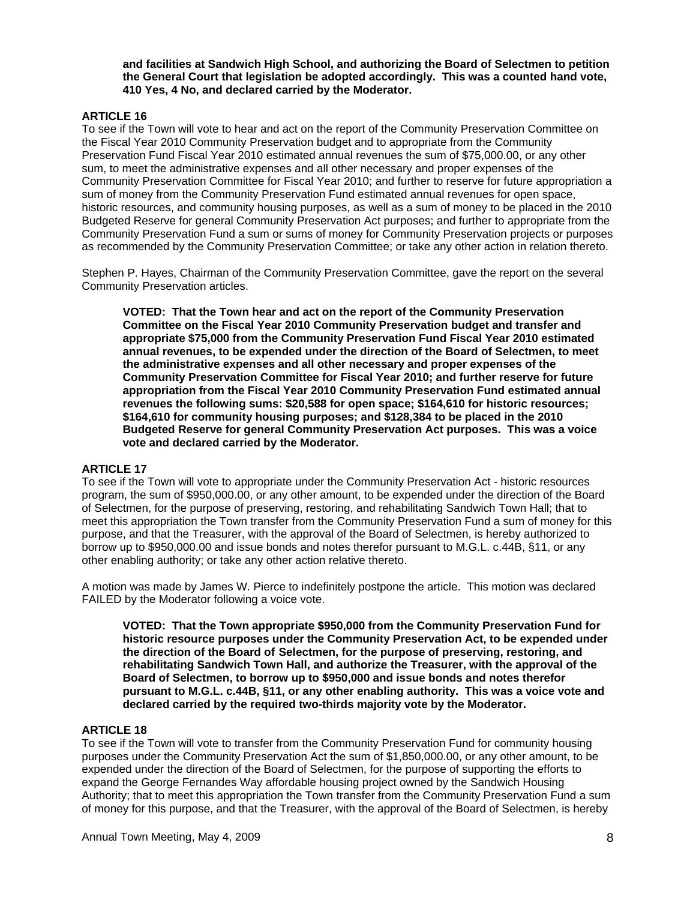**and facilities at Sandwich High School, and authorizing the Board of Selectmen to petition the General Court that legislation be adopted accordingly. This was a counted hand vote, 410 Yes, 4 No, and declared carried by the Moderator.**

### ARTICLE 16

To see if the Town will vote to hear and act on the report of the Community Preservation Committee on the Fiscal Year 2010 Community Preservation budget and to appropriate from the Community Preservation Fund Fiscal Year 2010 estimated annual revenues the sum of $75,000.00, or any other sum, to meet the administrative expenses and all other necessary and proper expenses of the Community Preservation Committee for Fiscal Year 2010; and further to reserve for future appropriation a sum of money from the Community Preservation Fund estimated annual revenues for open space, historic resources, and community housing purposes, as well as a sum of money to be placed in the 2010 Budgeted Reserve for general Community Preservation Act purposes; and further to appropriate from the Community Preservation Fund a sum or sums of money for Community Preservation projects or purposes as recommended by the Community Preservation Committee; or take any other action in relation thereto.

Stephen P. Hayes, Chairman of the Community Preservation Committee, gave the report on the several Community Preservation articles.

> **VOTED: That the Town hear and act on the report of the Community Preservation Committee on the Fiscal Year 2010 Community Preservation budget and transfer and appropriate $75,000 from the Community Preservation Fund Fiscal Year 2010 estimated annual revenues, to be expended under the direction of the Board of Selectmen, to meet the administrative expenses and all other necessary and proper expenses of the Community Preservation Committee for Fiscal Year 2010; and further reserve for future appropriation from the Fiscal Year 2010 Community Preservation Fund estimated annual revenues the following sums: $20,588 for open space; $164,610 for historic resources; $164,610 for community housing purposes; and $128,384 to be placed in the 2010 Budgeted Reserve for general Community Preservation Act purposes. This was a voice vote and declared carried by the Moderator.**

### ARTICLE 17

To see if the Town will vote to appropriate under the Community Preservation Act - historic resources program, the sum of $950,000.00, or any other amount, to be expended under the direction of the Board of Selectmen, for the purpose of preserving, restoring, and rehabilitating Sandwich Town Hall; that to meet this appropriation the Town transfer from the Community Preservation Fund a sum of money for this purpose, and that the Treasurer, with the approval of the Board of Selectmen, is hereby authorized to borrow up to $950,000.00 and issue bonds and notes therefor pursuant to M.G.L. c.44B, §11, or any other enabling authority; or take any other action relative thereto.

A motion was made by James W. Pierce to indefinitely postpone the article. This motion was declared FAILED by the Moderator following a voice vote.

> **VOTED: That the Town appropriate $950,000 from the Community Preservation Fund for historic resource purposes under the Community Preservation Act, to be expended under the direction of the Board of Selectmen, for the purpose of preserving, restoring, and rehabilitating Sandwich Town Hall, and authorize the Treasurer, with the approval of the Board of Selectmen, to borrow up to $950,000 and issue bonds and notes therefor pursuant to M.G.L. c.44B, §11, or any other enabling authority. This was a voice vote and declared carried by the required two-thirds majority vote by the Moderator.**

### ARTICLE 18

To see if the Town will vote to transfer from the Community Preservation Fund for community housing purposes under the Community Preservation Act the sum of $1,850,000.00, or any other amount, to be expended under the direction of the Board of Selectmen, for the purpose of supporting the efforts to expand the George Fernandes Way affordable housing project owned by the Sandwich Housing Authority; that to meet this appropriation the Town transfer from the Community Preservation Fund a sum of money for this purpose, and that the Treasurer, with the approval of the Board of Selectmen, is hereby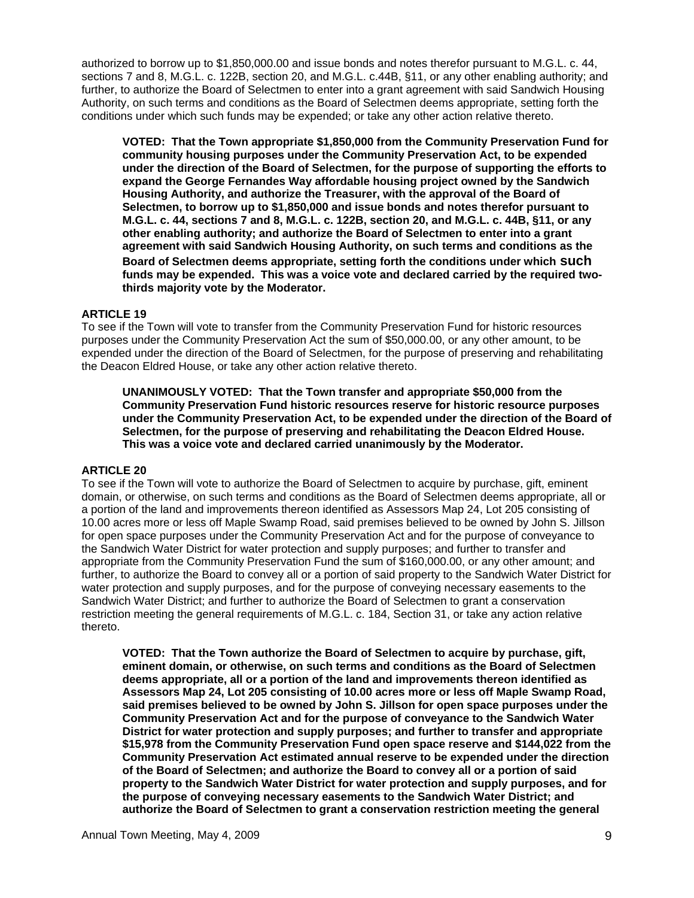authorized to borrow up to $1,850,000.00 and issue bonds and notes therefor pursuant to M.G.L. c. 44, sections 7 and 8, M.G.L. c. 122B, section 20, and M.G.L. c.44B, §11, or any other enabling authority; and further, to authorize the Board of Selectmen to enter into a grant agreement with said Sandwich Housing Authority, on such terms and conditions as the Board of Selectmen deems appropriate, setting forth the conditions under which such funds may be expended; or take any other action relative thereto.

> **VOTED: That the Town appropriate $1,850,000 from the Community Preservation Fund for community housing purposes under the Community Preservation Act, to be expended under the direction of the Board of Selectmen, for the purpose of supporting the efforts to expand the George Fernandes Way affordable housing project owned by the Sandwich Housing Authority, and authorize the Treasurer, with the approval of the Board of Selectmen, to borrow up to $1,850,000 and issue bonds and notes therefor pursuant to M.G.L. c. 44, sections 7 and 8, M.G.L. c. 122B, section 20, and M.G.L. c. 44B, §11, or any other enabling authority; and authorize the Board of Selectmen to enter into a grant agreement with said Sandwich Housing Authority, on such terms and conditions as the Board of Selectmen deems appropriate, setting forth the conditions under which such funds may be expended. This was a voice vote and declared carried by the required two-thirds majority vote by the Moderator.**

**ARTICLE 19**

To see if the Town will vote to transfer from the Community Preservation Fund for historic resources purposes under the Community Preservation Act the sum of $50,000.00, or any other amount, to be expended under the direction of the Board of Selectmen, for the purpose of preserving and rehabilitating the Deacon Eldred House, or take any other action relative thereto.

> **UNANIMOUSLY VOTED: That the Town transfer and appropriate $50,000 from the Community Preservation Fund historic resources reserve for historic resource purposes under the Community Preservation Act, to be expended under the direction of the Board of Selectmen, for the purpose of preserving and rehabilitating the Deacon Eldred House. This was a voice vote and declared carried unanimously by the Moderator.**

**ARTICLE 20**

To see if the Town will vote to authorize the Board of Selectmen to acquire by purchase, gift, eminent domain, or otherwise, on such terms and conditions as the Board of Selectmen deems appropriate, all or a portion of the land and improvements thereon identified as Assessors Map 24, Lot 205 consisting of 10.00 acres more or less off Maple Swamp Road, said premises believed to be owned by John S. Jillson for open space purposes under the Community Preservation Act and for the purpose of conveyance to the Sandwich Water District for water protection and supply purposes; and further to transfer and appropriate from the Community Preservation Fund the sum of $160,000.00, or any other amount; and further, to authorize the Board to convey all or a portion of said property to the Sandwich Water District for water protection and supply purposes, and for the purpose of conveying necessary easements to the Sandwich Water District; and further to authorize the Board of Selectmen to grant a conservation restriction meeting the general requirements of M.G.L. c. 184, Section 31, or take any action relative thereto.

> **VOTED: That the Town authorize the Board of Selectmen to acquire by purchase, gift, eminent domain, or otherwise, on such terms and conditions as the Board of Selectmen deems appropriate, all or a portion of the land and improvements thereon identified as Assessors Map 24, Lot 205 consisting of 10.00 acres more or less off Maple Swamp Road, said premises believed to be owned by John S. Jillson for open space purposes under the Community Preservation Act and for the purpose of conveyance to the Sandwich Water District for water protection and supply purposes; and further to transfer and appropriate $15,978 from the Community Preservation Fund open space reserve and $144,022 from the Community Preservation Act estimated annual reserve to be expended under the direction of the Board of Selectmen; and authorize the Board to convey all or a portion of said property to the Sandwich Water District for water protection and supply purposes, and for the purpose of conveying necessary easements to the Sandwich Water District; and authorize the Board of Selectmen to grant a conservation restriction meeting the general**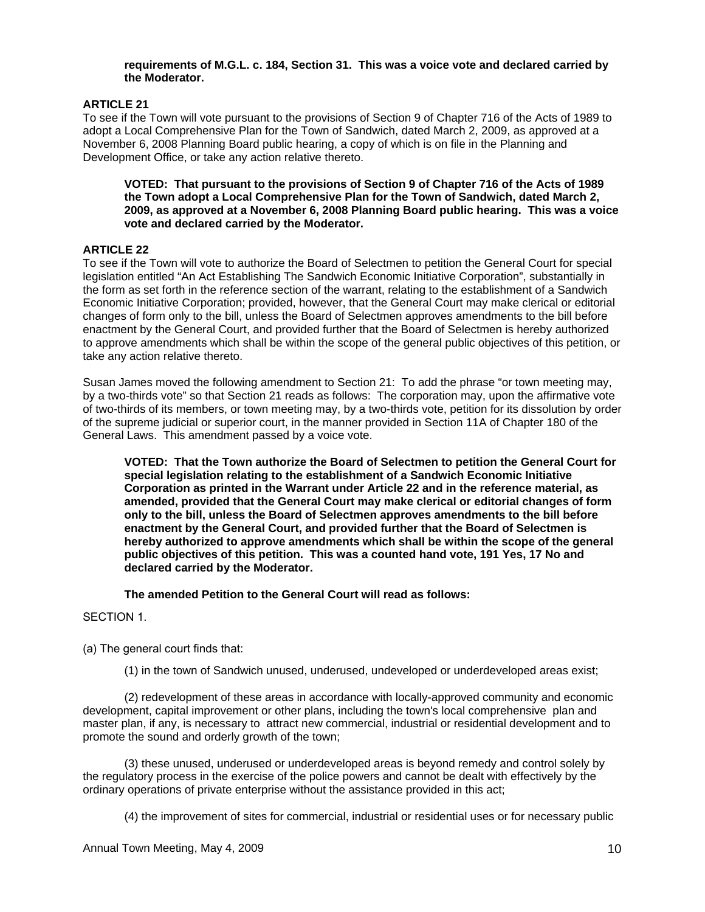**requirements of M.G.L. c. 184, Section 31. This was a voice vote and declared carried by the Moderator.**

**ARTICLE 21**

To see if the Town will vote pursuant to the provisions of Section 9 of Chapter 716 of the Acts of 1989 to adopt a Local Comprehensive Plan for the Town of Sandwich, dated March 2, 2009, as approved at a November 6, 2008 Planning Board public hearing, a copy of which is on file in the Planning and Development Office, or take any action relative thereto.

**VOTED: That pursuant to the provisions of Section 9 of Chapter 716 of the Acts of 1989 the Town adopt a Local Comprehensive Plan for the Town of Sandwich, dated March 2, 2009, as approved at a November 6, 2008 Planning Board public hearing. This was a voice vote and declared carried by the Moderator.**

**ARTICLE 22**

To see if the Town will vote to authorize the Board of Selectmen to petition the General Court for special legislation entitled "An Act Establishing The Sandwich Economic Initiative Corporation", substantially in the form as set forth in the reference section of the warrant, relating to the establishment of a Sandwich Economic Initiative Corporation; provided, however, that the General Court may make clerical or editorial changes of form only to the bill, unless the Board of Selectmen approves amendments to the bill before enactment by the General Court, and provided further that the Board of Selectmen is hereby authorized to approve amendments which shall be within the scope of the general public objectives of this petition, or take any action relative thereto.

Susan James moved the following amendment to Section 21: To add the phrase "or town meeting may, by a two-thirds vote" so that Section 21 reads as follows: The corporation may, upon the affirmative vote of two-thirds of its members, or town meeting may, by a two-thirds vote, petition for its dissolution by order of the supreme judicial or superior court, in the manner provided in Section 11A of Chapter 180 of the General Laws. This amendment passed by a voice vote.

**VOTED: That the Town authorize the Board of Selectmen to petition the General Court for special legislation relating to the establishment of a Sandwich Economic Initiative Corporation as printed in the Warrant under Article 22 and in the reference material, as amended, provided that the General Court may make clerical or editorial changes of form only to the bill, unless the Board of Selectmen approves amendments to the bill before enactment by the General Court, and provided further that the Board of Selectmen is hereby authorized to approve amendments which shall be within the scope of the general public objectives of this petition. This was a counted hand vote, 191 Yes, 17 No and declared carried by the Moderator.**

**The amended Petition to the General Court will read as follows:**

SECTION 1.

(a) The general court finds that:

(1) in the town of Sandwich unused, underused, undeveloped or underdeveloped areas exist;

(2) redevelopment of these areas in accordance with locally-approved community and economic development, capital improvement or other plans, including the town's local comprehensive plan and master plan, if any, is necessary to attract new commercial, industrial or residential development and to promote the sound and orderly growth of the town;

(3) these unused, underused or underdeveloped areas is beyond remedy and control solely by the regulatory process in the exercise of the police powers and cannot be dealt with effectively by the ordinary operations of private enterprise without the assistance provided in this act;

(4) the improvement of sites for commercial, industrial or residential uses or for necessary public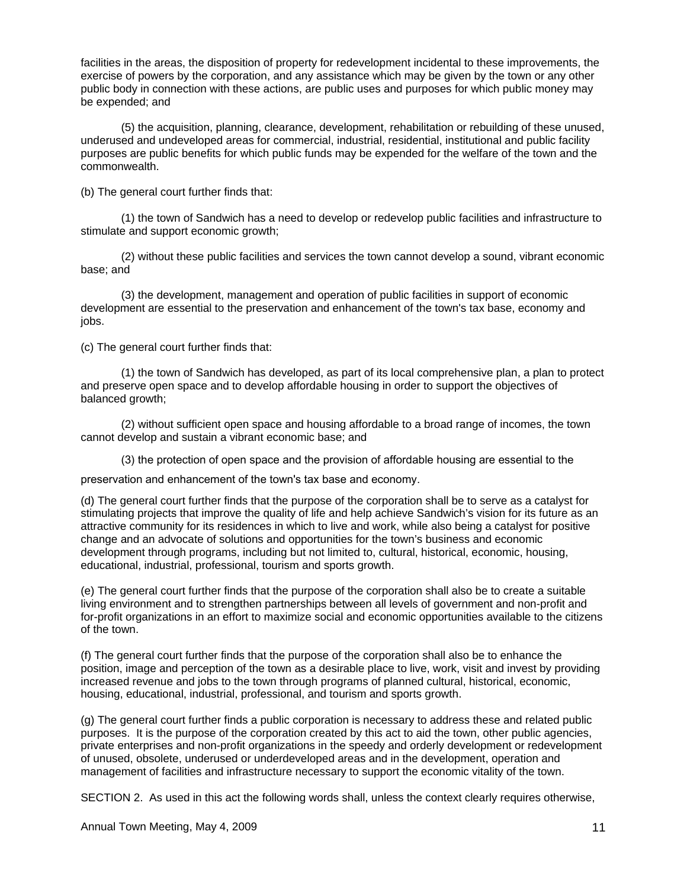facilities in the areas, the disposition of property for redevelopment incidental to these improvements, the exercise of powers by the corporation, and any assistance which may be given by the town or any other public body in connection with these actions, are public uses and purposes for which public money may be expended; and

(5) the acquisition, planning, clearance, development, rehabilitation or rebuilding of these unused, underused and undeveloped areas for commercial, industrial, residential, institutional and public facility purposes are public benefits for which public funds may be expended for the welfare of the town and the commonwealth.

(b) The general court further finds that:

(1) the town of Sandwich has a need to develop or redevelop public facilities and infrastructure to stimulate and support economic growth;

(2) without these public facilities and services the town cannot develop a sound, vibrant economic base; and

(3) the development, management and operation of public facilities in support of economic development are essential to the preservation and enhancement of the town's tax base, economy and jobs.

(c) The general court further finds that:

(1) the town of Sandwich has developed, as part of its local comprehensive plan, a plan to protect and preserve open space and to develop affordable housing in order to support the objectives of balanced growth;

(2) without sufficient open space and housing affordable to a broad range of incomes, the town cannot develop and sustain a vibrant economic base; and

(3) the protection of open space and the provision of affordable housing are essential to the preservation and enhancement of the town's tax base and economy.

(d) The general court further finds that the purpose of the corporation shall be to serve as a catalyst for stimulating projects that improve the quality of life and help achieve Sandwich's vision for its future as an attractive community for its residences in which to live and work, while also being a catalyst for positive change and an advocate of solutions and opportunities for the town's business and economic development through programs, including but not limited to, cultural, historical, economic, housing, educational, industrial, professional, tourism and sports growth.

(e) The general court further finds that the purpose of the corporation shall also be to create a suitable living environment and to strengthen partnerships between all levels of government and non-profit and for-profit organizations in an effort to maximize social and economic opportunities available to the citizens of the town.

(f) The general court further finds that the purpose of the corporation shall also be to enhance the position, image and perception of the town as a desirable place to live, work, visit and invest by providing increased revenue and jobs to the town through programs of planned cultural, historical, economic, housing, educational, industrial, professional, and tourism and sports growth.

(g) The general court further finds a public corporation is necessary to address these and related public purposes. It is the purpose of the corporation created by this act to aid the town, other public agencies, private enterprises and non-profit organizations in the speedy and orderly development or redevelopment of unused, obsolete, underused or underdeveloped areas and in the development, operation and management of facilities and infrastructure necessary to support the economic vitality of the town.

SECTION 2. As used in this act the following words shall, unless the context clearly requires otherwise,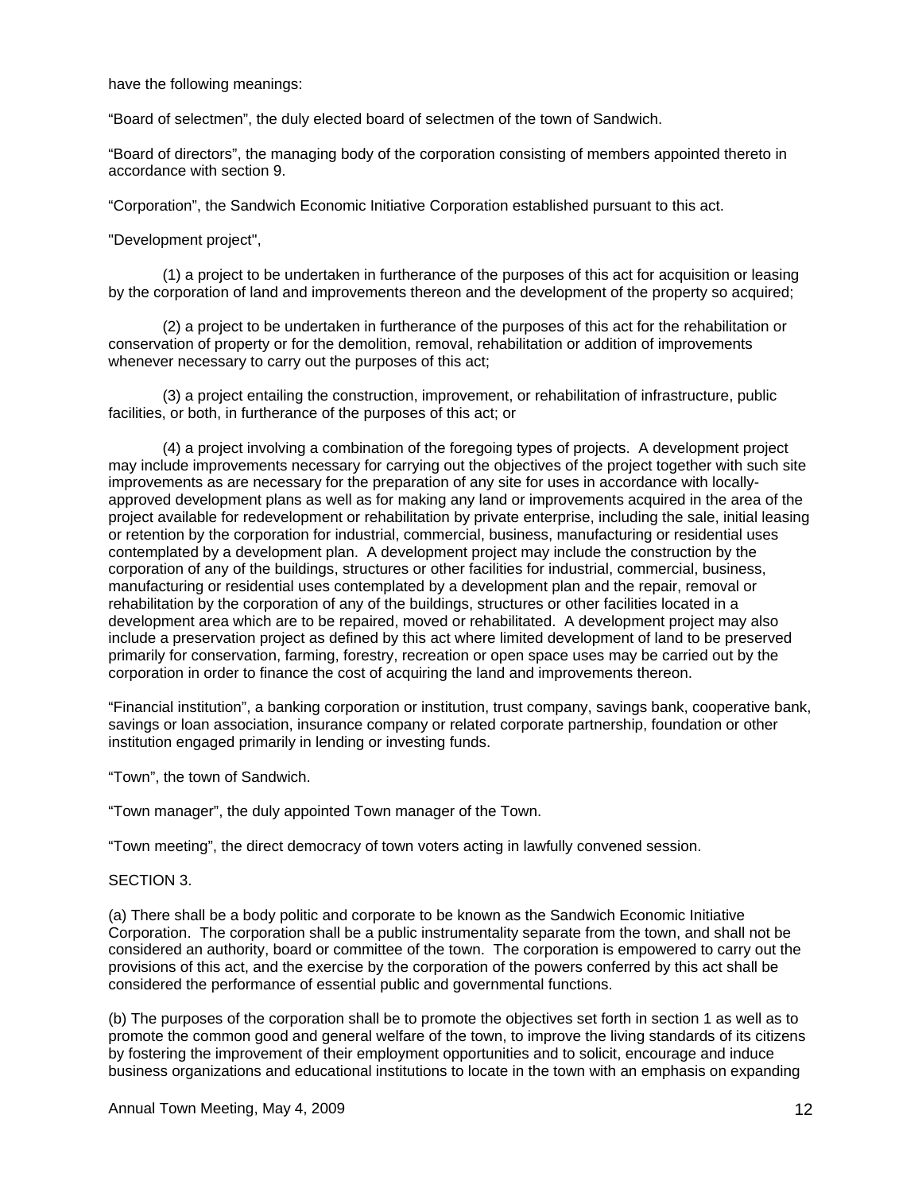have the following meanings:

“Board of selectmen”, the duly elected board of selectmen of the town of Sandwich.

“Board of directors”, the managing body of the corporation consisting of members appointed thereto in accordance with section 9.

“Corporation”, the Sandwich Economic Initiative Corporation established pursuant to this act.

"Development project",

(1) a project to be undertaken in furtherance of the purposes of this act for acquisition or leasing by the corporation of land and improvements thereon and the development of the property so acquired;

(2) a project to be undertaken in furtherance of the purposes of this act for the rehabilitation or conservation of property or for the demolition, removal, rehabilitation or addition of improvements whenever necessary to carry out the purposes of this act;

(3) a project entailing the construction, improvement, or rehabilitation of infrastructure, public facilities, or both, in furtherance of the purposes of this act; or

(4) a project involving a combination of the foregoing types of projects. A development project may include improvements necessary for carrying out the objectives of the project together with such site improvements as are necessary for the preparation of any site for uses in accordance with locally-approved development plans as well as for making any land or improvements acquired in the area of the project available for redevelopment or rehabilitation by private enterprise, including the sale, initial leasing or retention by the corporation for industrial, commercial, business, manufacturing or residential uses contemplated by a development plan. A development project may include the construction by the corporation of any of the buildings, structures or other facilities for industrial, commercial, business, manufacturing or residential uses contemplated by a development plan and the repair, removal or rehabilitation by the corporation of any of the buildings, structures or other facilities located in a development area which are to be repaired, moved or rehabilitated. A development project may also include a preservation project as defined by this act where limited development of land to be preserved primarily for conservation, farming, forestry, recreation or open space uses may be carried out by the corporation in order to finance the cost of acquiring the land and improvements thereon.

“Financial institution”, a banking corporation or institution, trust company, savings bank, cooperative bank, savings or loan association, insurance company or related corporate partnership, foundation or other institution engaged primarily in lending or investing funds.

“Town”, the town of Sandwich.

“Town manager”, the duly appointed Town manager of the Town.

“Town meeting”, the direct democracy of town voters acting in lawfully convened session.

SECTION 3.

(a) There shall be a body politic and corporate to be known as the Sandwich Economic Initiative Corporation. The corporation shall be a public instrumentality separate from the town, and shall not be considered an authority, board or committee of the town. The corporation is empowered to carry out the provisions of this act, and the exercise by the corporation of the powers conferred by this act shall be considered the performance of essential public and governmental functions.

(b) The purposes of the corporation shall be to promote the objectives set forth in section 1 as well as to promote the common good and general welfare of the town, to improve the living standards of its citizens by fostering the improvement of their employment opportunities and to solicit, encourage and induce business organizations and educational institutions to locate in the town with an emphasis on expanding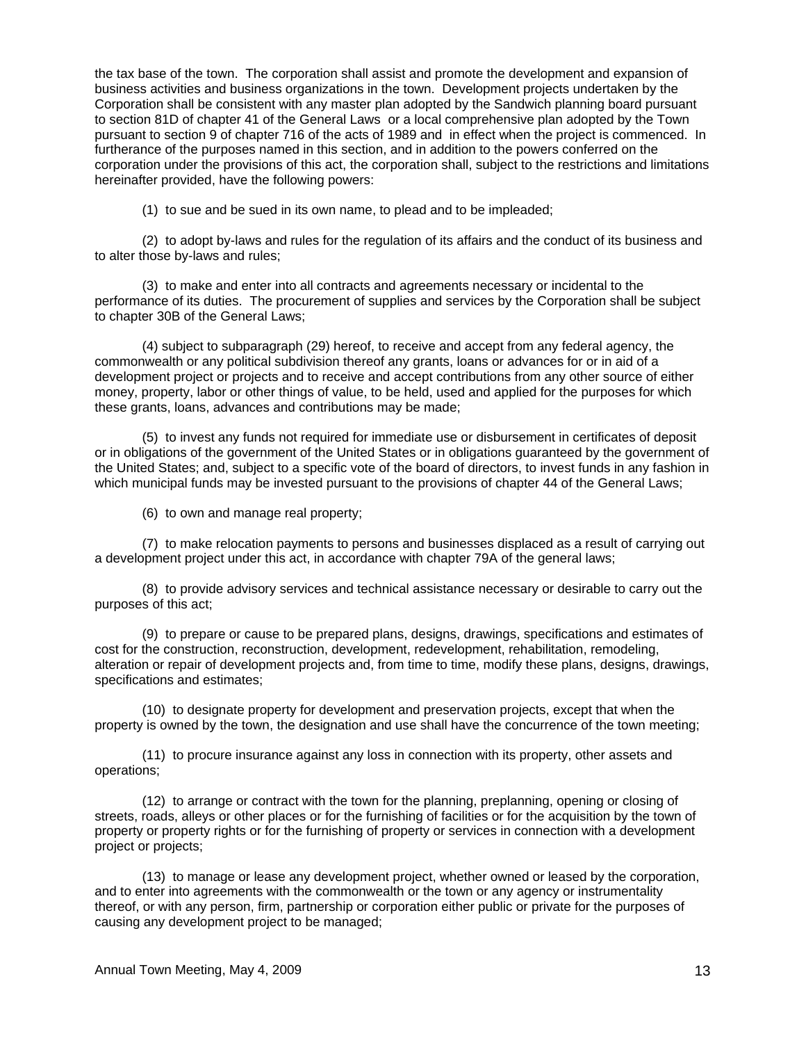the tax base of the town. The corporation shall assist and promote the development and expansion of business activities and business organizations in the town. Development projects undertaken by the Corporation shall be consistent with any master plan adopted by the Sandwich planning board pursuant to section 81D of chapter 41 of the General Laws or a local comprehensive plan adopted by the Town pursuant to section 9 of chapter 716 of the acts of 1989 and in effect when the project is commenced. In furtherance of the purposes named in this section, and in addition to the powers conferred on the corporation under the provisions of this act, the corporation shall, subject to the restrictions and limitations hereinafter provided, have the following powers:

(1) to sue and be sued in its own name, to plead and to be impleaded;

(2) to adopt by-laws and rules for the regulation of its affairs and the conduct of its business and to alter those by-laws and rules;

(3) to make and enter into all contracts and agreements necessary or incidental to the performance of its duties. The procurement of supplies and services by the Corporation shall be subject to chapter 30B of the General Laws;

(4) subject to subparagraph (29) hereof, to receive and accept from any federal agency, the commonwealth or any political subdivision thereof any grants, loans or advances for or in aid of a development project or projects and to receive and accept contributions from any other source of either money, property, labor or other things of value, to be held, used and applied for the purposes for which these grants, loans, advances and contributions may be made;

(5) to invest any funds not required for immediate use or disbursement in certificates of deposit or in obligations of the government of the United States or in obligations guaranteed by the government of the United States; and, subject to a specific vote of the board of directors, to invest funds in any fashion in which municipal funds may be invested pursuant to the provisions of chapter 44 of the General Laws;

(6) to own and manage real property;

(7) to make relocation payments to persons and businesses displaced as a result of carrying out a development project under this act, in accordance with chapter 79A of the general laws;

(8) to provide advisory services and technical assistance necessary or desirable to carry out the purposes of this act;

(9) to prepare or cause to be prepared plans, designs, drawings, specifications and estimates of cost for the construction, reconstruction, development, redevelopment, rehabilitation, remodeling, alteration or repair of development projects and, from time to time, modify these plans, designs, drawings, specifications and estimates;

(10) to designate property for development and preservation projects, except that when the property is owned by the town, the designation and use shall have the concurrence of the town meeting;

(11) to procure insurance against any loss in connection with its property, other assets and operations;

(12) to arrange or contract with the town for the planning, preplanning, opening or closing of streets, roads, alleys or other places or for the furnishing of facilities or for the acquisition by the town of property or property rights or for the furnishing of property or services in connection with a development project or projects;

(13) to manage or lease any development project, whether owned or leased by the corporation, and to enter into agreements with the commonwealth or the town or any agency or instrumentality thereof, or with any person, firm, partnership or corporation either public or private for the purposes of causing any development project to be managed;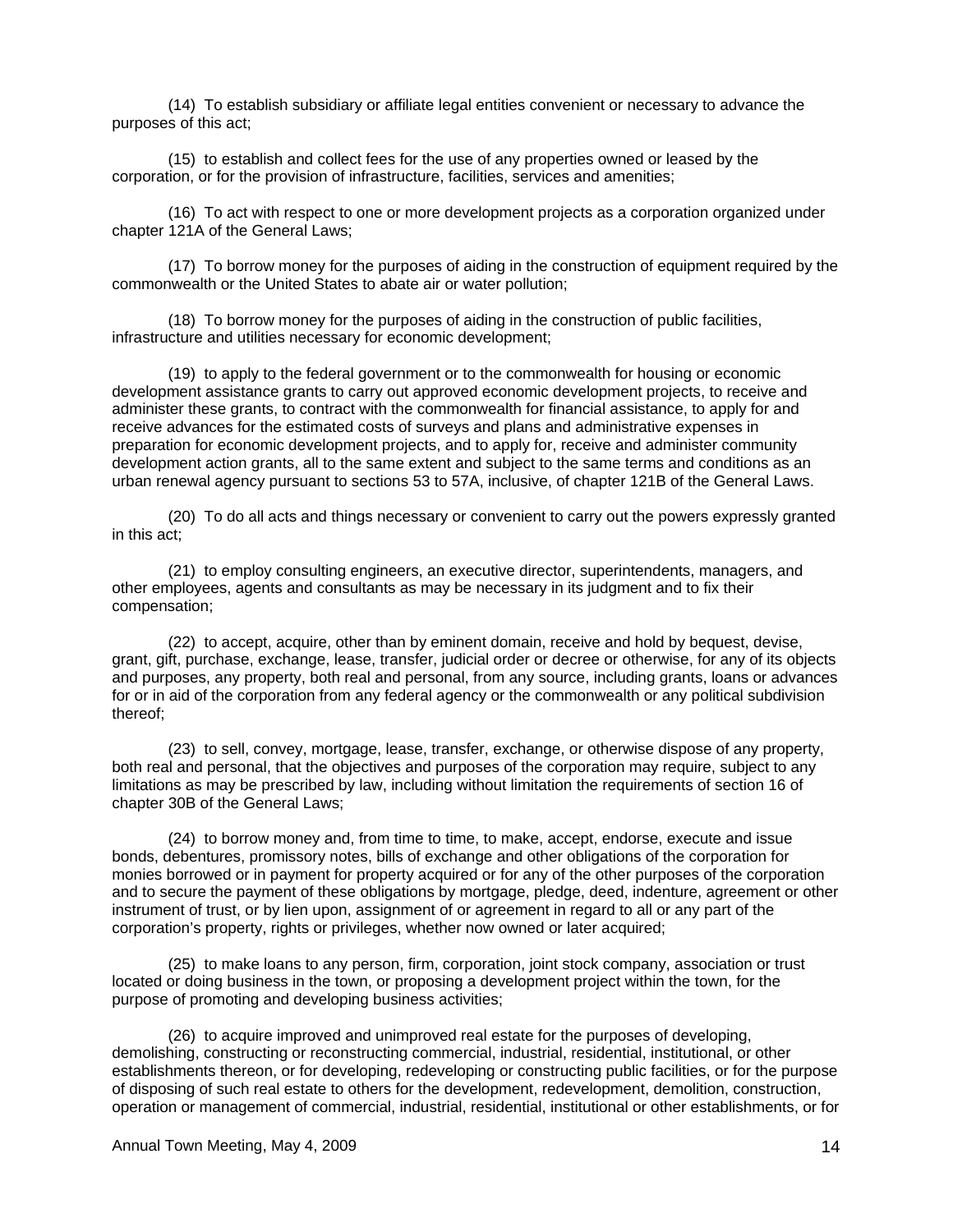(14) To establish subsidiary or affiliate legal entities convenient or necessary to advance the purposes of this act;

(15) to establish and collect fees for the use of any properties owned or leased by the corporation, or for the provision of infrastructure, facilities, services and amenities;

(16) To act with respect to one or more development projects as a corporation organized under chapter 121A of the General Laws;

(17) To borrow money for the purposes of aiding in the construction of equipment required by the commonwealth or the United States to abate air or water pollution;

(18) To borrow money for the purposes of aiding in the construction of public facilities, infrastructure and utilities necessary for economic development;

(19) to apply to the federal government or to the commonwealth for housing or economic development assistance grants to carry out approved economic development projects, to receive and administer these grants, to contract with the commonwealth for financial assistance, to apply for and receive advances for the estimated costs of surveys and plans and administrative expenses in preparation for economic development projects, and to apply for, receive and administer community development action grants, all to the same extent and subject to the same terms and conditions as an urban renewal agency pursuant to sections 53 to 57A, inclusive, of chapter 121B of the General Laws.

(20) To do all acts and things necessary or convenient to carry out the powers expressly granted in this act;

(21) to employ consulting engineers, an executive director, superintendents, managers, and other employees, agents and consultants as may be necessary in its judgment and to fix their compensation;

(22) to accept, acquire, other than by eminent domain, receive and hold by bequest, devise, grant, gift, purchase, exchange, lease, transfer, judicial order or decree or otherwise, for any of its objects and purposes, any property, both real and personal, from any source, including grants, loans or advances for or in aid of the corporation from any federal agency or the commonwealth or any political subdivision thereof;

(23) to sell, convey, mortgage, lease, transfer, exchange, or otherwise dispose of any property, both real and personal, that the objectives and purposes of the corporation may require, subject to any limitations as may be prescribed by law, including without limitation the requirements of section 16 of chapter 30B of the General Laws;

(24) to borrow money and, from time to time, to make, accept, endorse, execute and issue bonds, debentures, promissory notes, bills of exchange and other obligations of the corporation for monies borrowed or in payment for property acquired or for any of the other purposes of the corporation and to secure the payment of these obligations by mortgage, pledge, deed, indenture, agreement or other instrument of trust, or by lien upon, assignment of or agreement in regard to all or any part of the corporation's property, rights or privileges, whether now owned or later acquired;

(25) to make loans to any person, firm, corporation, joint stock company, association or trust located or doing business in the town, or proposing a development project within the town, for the purpose of promoting and developing business activities;

(26) to acquire improved and unimproved real estate for the purposes of developing, demolishing, constructing or reconstructing commercial, industrial, residential, institutional, or other establishments thereon, or for developing, redeveloping or constructing public facilities, or for the purpose of disposing of such real estate to others for the development, redevelopment, demolition, construction, operation or management of commercial, industrial, residential, institutional or other establishments, or for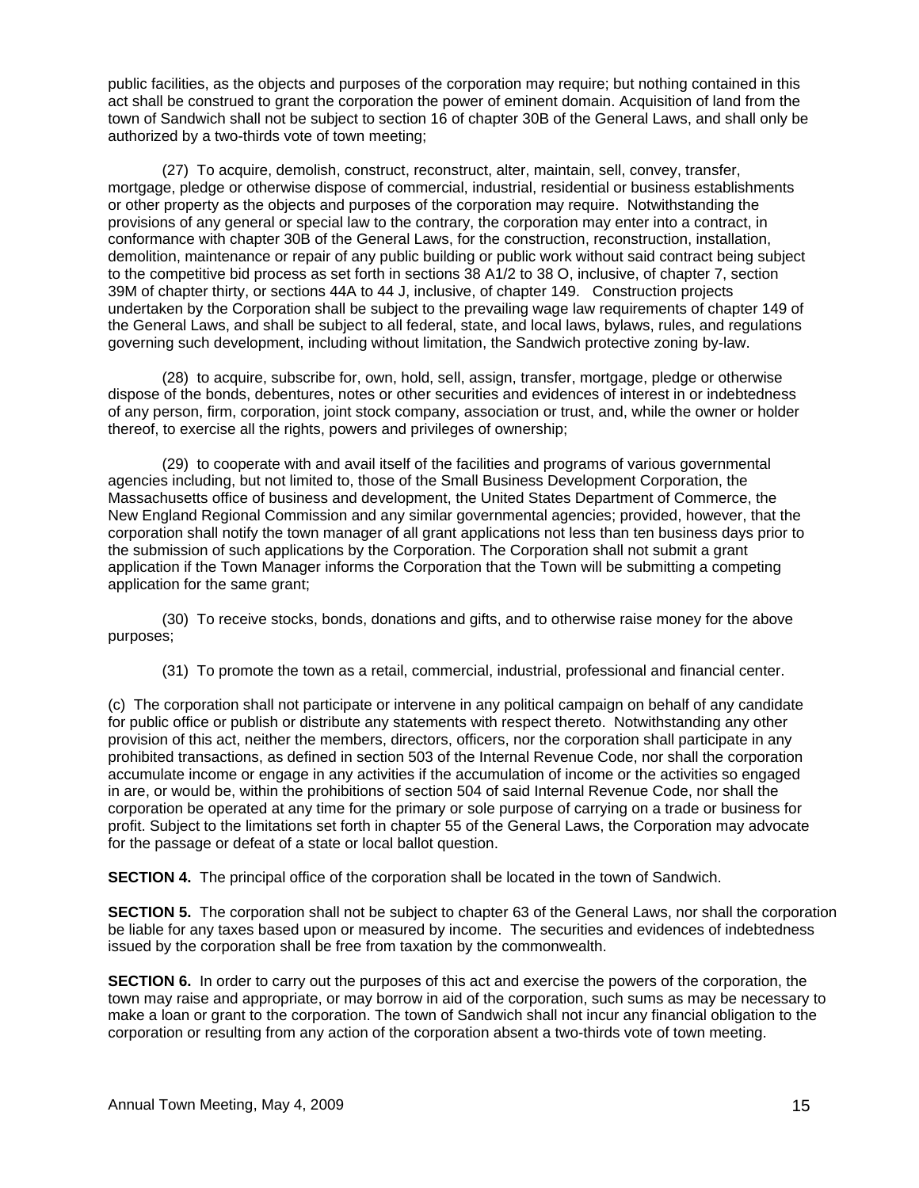public facilities, as the objects and purposes of the corporation may require; but nothing contained in this act shall be construed to grant the corporation the power of eminent domain. Acquisition of land from the town of Sandwich shall not be subject to section 16 of chapter 30B of the General Laws, and shall only be authorized by a two-thirds vote of town meeting;

(27) To acquire, demolish, construct, reconstruct, alter, maintain, sell, convey, transfer, mortgage, pledge or otherwise dispose of commercial, industrial, residential or business establishments or other property as the objects and purposes of the corporation may require. Notwithstanding the provisions of any general or special law to the contrary, the corporation may enter into a contract, in conformance with chapter 30B of the General Laws, for the construction, reconstruction, installation, demolition, maintenance or repair of any public building or public work without said contract being subject to the competitive bid process as set forth in sections 38 A1/2 to 38 O, inclusive, of chapter 7, section 39M of chapter thirty, or sections 44A to 44 J, inclusive, of chapter 149. Construction projects undertaken by the Corporation shall be subject to the prevailing wage law requirements of chapter 149 of the General Laws, and shall be subject to all federal, state, and local laws, bylaws, rules, and regulations governing such development, including without limitation, the Sandwich protective zoning by-law.

(28) to acquire, subscribe for, own, hold, sell, assign, transfer, mortgage, pledge or otherwise dispose of the bonds, debentures, notes or other securities and evidences of interest in or indebtedness of any person, firm, corporation, joint stock company, association or trust, and, while the owner or holder thereof, to exercise all the rights, powers and privileges of ownership;

(29) to cooperate with and avail itself of the facilities and programs of various governmental agencies including, but not limited to, those of the Small Business Development Corporation, the Massachusetts office of business and development, the United States Department of Commerce, the New England Regional Commission and any similar governmental agencies; provided, however, that the corporation shall notify the town manager of all grant applications not less than ten business days prior to the submission of such applications by the Corporation. The Corporation shall not submit a grant application if the Town Manager informs the Corporation that the Town will be submitting a competing application for the same grant;

(30) To receive stocks, bonds, donations and gifts, and to otherwise raise money for the above purposes;

(31) To promote the town as a retail, commercial, industrial, professional and financial center.

(c) The corporation shall not participate or intervene in any political campaign on behalf of any candidate for public office or publish or distribute any statements with respect thereto. Notwithstanding any other provision of this act, neither the members, directors, officers, nor the corporation shall participate in any prohibited transactions, as defined in section 503 of the Internal Revenue Code, nor shall the corporation accumulate income or engage in any activities if the accumulation of income or the activities so engaged in are, or would be, within the prohibitions of section 504 of said Internal Revenue Code, nor shall the corporation be operated at any time for the primary or sole purpose of carrying on a trade or business for profit. Subject to the limitations set forth in chapter 55 of the General Laws, the Corporation may advocate for the passage or defeat of a state or local ballot question.

**SECTION 4.** The principal office of the corporation shall be located in the town of Sandwich.

**SECTION 5.** The corporation shall not be subject to chapter 63 of the General Laws, nor shall the corporation be liable for any taxes based upon or measured by income. The securities and evidences of indebtedness issued by the corporation shall be free from taxation by the commonwealth.

**SECTION 6.** In order to carry out the purposes of this act and exercise the powers of the corporation, the town may raise and appropriate, or may borrow in aid of the corporation, such sums as may be necessary to make a loan or grant to the corporation. The town of Sandwich shall not incur any financial obligation to the corporation or resulting from any action of the corporation absent a two-thirds vote of town meeting.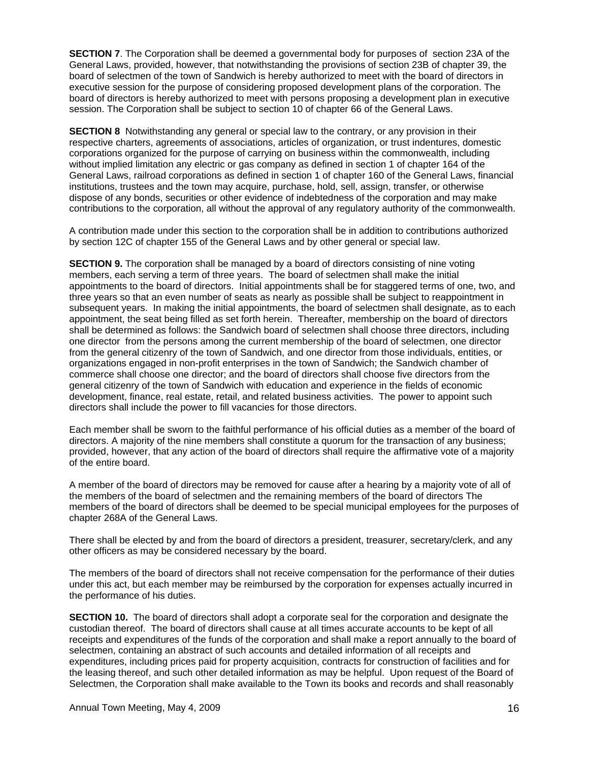**SECTION 7**. The Corporation shall be deemed a governmental body for purposes of section 23A of the General Laws, provided, however, that notwithstanding the provisions of section 23B of chapter 39, the board of selectmen of the town of Sandwich is hereby authorized to meet with the board of directors in executive session for the purpose of considering proposed development plans of the corporation. The board of directors is hereby authorized to meet with persons proposing a development plan in executive session. The Corporation shall be subject to section 10 of chapter 66 of the General Laws.

**SECTION 8** Notwithstanding any general or special law to the contrary, or any provision in their respective charters, agreements of associations, articles of organization, or trust indentures, domestic corporations organized for the purpose of carrying on business within the commonwealth, including without implied limitation any electric or gas company as defined in section 1 of chapter 164 of the General Laws, railroad corporations as defined in section 1 of chapter 160 of the General Laws, financial institutions, trustees and the town may acquire, purchase, hold, sell, assign, transfer, or otherwise dispose of any bonds, securities or other evidence of indebtedness of the corporation and may make contributions to the corporation, all without the approval of any regulatory authority of the commonwealth.

A contribution made under this section to the corporation shall be in addition to contributions authorized by section 12C of chapter 155 of the General Laws and by other general or special law.

**SECTION 9.** The corporation shall be managed by a board of directors consisting of nine voting members, each serving a term of three years. The board of selectmen shall make the initial appointments to the board of directors. Initial appointments shall be for staggered terms of one, two, and three years so that an even number of seats as nearly as possible shall be subject to reappointment in subsequent years. In making the initial appointments, the board of selectmen shall designate, as to each appointment, the seat being filled as set forth herein. Thereafter, membership on the board of directors shall be determined as follows: the Sandwich board of selectmen shall choose three directors, including one director from the persons among the current membership of the board of selectmen, one director from the general citizenry of the town of Sandwich, and one director from those individuals, entities, or organizations engaged in non-profit enterprises in the town of Sandwich; the Sandwich chamber of commerce shall choose one director; and the board of directors shall choose five directors from the general citizenry of the town of Sandwich with education and experience in the fields of economic development, finance, real estate, retail, and related business activities. The power to appoint such directors shall include the power to fill vacancies for those directors.

Each member shall be sworn to the faithful performance of his official duties as a member of the board of directors. A majority of the nine members shall constitute a quorum for the transaction of any business; provided, however, that any action of the board of directors shall require the affirmative vote of a majority of the entire board.

A member of the board of directors may be removed for cause after a hearing by a majority vote of all of the members of the board of selectmen and the remaining members of the board of directors The members of the board of directors shall be deemed to be special municipal employees for the purposes of chapter 268A of the General Laws.

There shall be elected by and from the board of directors a president, treasurer, secretary/clerk, and any other officers as may be considered necessary by the board.

The members of the board of directors shall not receive compensation for the performance of their duties under this act, but each member may be reimbursed by the corporation for expenses actually incurred in the performance of his duties.

**SECTION 10.** The board of directors shall adopt a corporate seal for the corporation and designate the custodian thereof. The board of directors shall cause at all times accurate accounts to be kept of all receipts and expenditures of the funds of the corporation and shall make a report annually to the board of selectmen, containing an abstract of such accounts and detailed information of all receipts and expenditures, including prices paid for property acquisition, contracts for construction of facilities and for the leasing thereof, and such other detailed information as may be helpful. Upon request of the Board of Selectmen, the Corporation shall make available to the Town its books and records and shall reasonably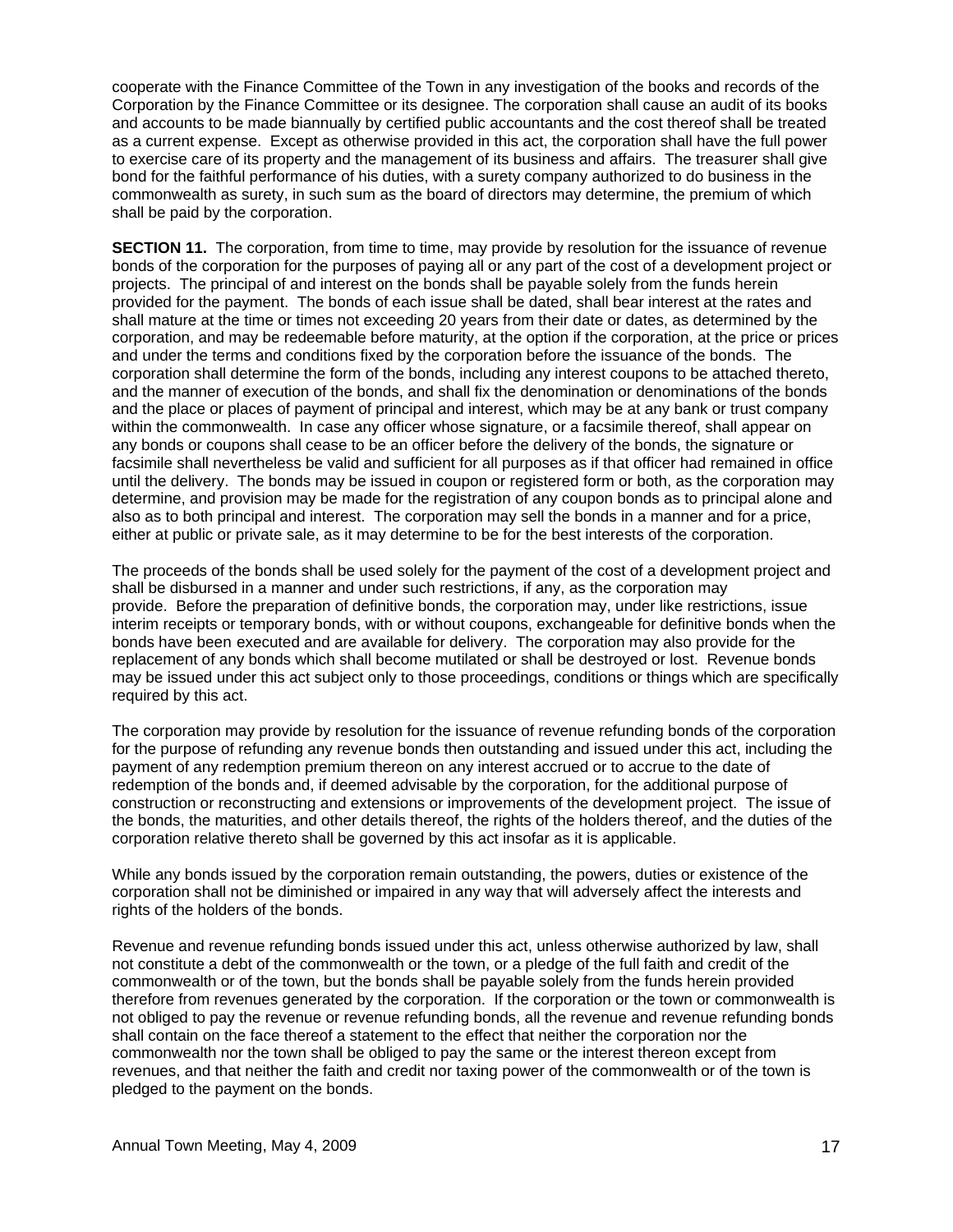cooperate with the Finance Committee of the Town in any investigation of the books and records of the Corporation by the Finance Committee or its designee. The corporation shall cause an audit of its books and accounts to be made biannually by certified public accountants and the cost thereof shall be treated as a current expense. Except as otherwise provided in this act, the corporation shall have the full power to exercise care of its property and the management of its business and affairs. The treasurer shall give bond for the faithful performance of his duties, with a surety company authorized to do business in the commonwealth as surety, in such sum as the board of directors may determine, the premium of which shall be paid by the corporation.

**SECTION 11.** The corporation, from time to time, may provide by resolution for the issuance of revenue bonds of the corporation for the purposes of paying all or any part of the cost of a development project or projects. The principal of and interest on the bonds shall be payable solely from the funds herein provided for the payment. The bonds of each issue shall be dated, shall bear interest at the rates and shall mature at the time or times not exceeding 20 years from their date or dates, as determined by the corporation, and may be redeemable before maturity, at the option if the corporation, at the price or prices and under the terms and conditions fixed by the corporation before the issuance of the bonds. The corporation shall determine the form of the bonds, including any interest coupons to be attached thereto, and the manner of execution of the bonds, and shall fix the denomination or denominations of the bonds and the place or places of payment of principal and interest, which may be at any bank or trust company within the commonwealth. In case any officer whose signature, or a facsimile thereof, shall appear on any bonds or coupons shall cease to be an officer before the delivery of the bonds, the signature or facsimile shall nevertheless be valid and sufficient for all purposes as if that officer had remained in office until the delivery. The bonds may be issued in coupon or registered form or both, as the corporation may determine, and provision may be made for the registration of any coupon bonds as to principal alone and also as to both principal and interest. The corporation may sell the bonds in a manner and for a price, either at public or private sale, as it may determine to be for the best interests of the corporation.

The proceeds of the bonds shall be used solely for the payment of the cost of a development project and shall be disbursed in a manner and under such restrictions, if any, as the corporation may provide. Before the preparation of definitive bonds, the corporation may, under like restrictions, issue interim receipts or temporary bonds, with or without coupons, exchangeable for definitive bonds when the bonds have been executed and are available for delivery. The corporation may also provide for the replacement of any bonds which shall become mutilated or shall be destroyed or lost. Revenue bonds may be issued under this act subject only to those proceedings, conditions or things which are specifically required by this act.

The corporation may provide by resolution for the issuance of revenue refunding bonds of the corporation for the purpose of refunding any revenue bonds then outstanding and issued under this act, including the payment of any redemption premium thereon on any interest accrued or to accrue to the date of redemption of the bonds and, if deemed advisable by the corporation, for the additional purpose of construction or reconstructing and extensions or improvements of the development project. The issue of the bonds, the maturities, and other details thereof, the rights of the holders thereof, and the duties of the corporation relative thereto shall be governed by this act insofar as it is applicable.

While any bonds issued by the corporation remain outstanding, the powers, duties or existence of the corporation shall not be diminished or impaired in any way that will adversely affect the interests and rights of the holders of the bonds.

Revenue and revenue refunding bonds issued under this act, unless otherwise authorized by law, shall not constitute a debt of the commonwealth or the town, or a pledge of the full faith and credit of the commonwealth or of the town, but the bonds shall be payable solely from the funds herein provided therefore from revenues generated by the corporation. If the corporation or the town or commonwealth is not obliged to pay the revenue or revenue refunding bonds, all the revenue and revenue refunding bonds shall contain on the face thereof a statement to the effect that neither the corporation nor the commonwealth nor the town shall be obliged to pay the same or the interest thereon except from revenues, and that neither the faith and credit nor taxing power of the commonwealth or of the town is pledged to the payment on the bonds.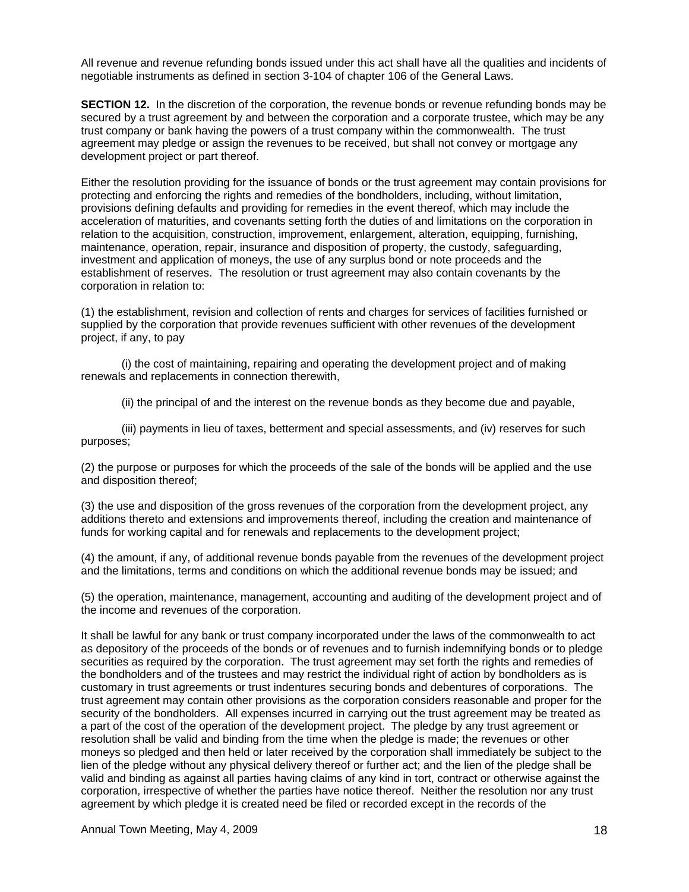All revenue and revenue refunding bonds issued under this act shall have all the qualities and incidents of negotiable instruments as defined in section 3-104 of chapter 106 of the General Laws.

**SECTION 12.** In the discretion of the corporation, the revenue bonds or revenue refunding bonds may be secured by a trust agreement by and between the corporation and a corporate trustee, which may be any trust company or bank having the powers of a trust company within the commonwealth. The trust agreement may pledge or assign the revenues to be received, but shall not convey or mortgage any development project or part thereof.

Either the resolution providing for the issuance of bonds or the trust agreement may contain provisions for protecting and enforcing the rights and remedies of the bondholders, including, without limitation, provisions defining defaults and providing for remedies in the event thereof, which may include the acceleration of maturities, and covenants setting forth the duties of and limitations on the corporation in relation to the acquisition, construction, improvement, enlargement, alteration, equipping, furnishing, maintenance, operation, repair, insurance and disposition of property, the custody, safeguarding, investment and application of moneys, the use of any surplus bond or note proceeds and the establishment of reserves. The resolution or trust agreement may also contain covenants by the corporation in relation to:

(1) the establishment, revision and collection of rents and charges for services of facilities furnished or supplied by the corporation that provide revenues sufficient with other revenues of the development project, if any, to pay

(i) the cost of maintaining, repairing and operating the development project and of making renewals and replacements in connection therewith,

(ii) the principal of and the interest on the revenue bonds as they become due and payable,

(iii) payments in lieu of taxes, betterment and special assessments, and (iv) reserves for such purposes;

(2) the purpose or purposes for which the proceeds of the sale of the bonds will be applied and the use and disposition thereof;

(3) the use and disposition of the gross revenues of the corporation from the development project, any additions thereto and extensions and improvements thereof, including the creation and maintenance of funds for working capital and for renewals and replacements to the development project;

(4) the amount, if any, of additional revenue bonds payable from the revenues of the development project and the limitations, terms and conditions on which the additional revenue bonds may be issued; and

(5) the operation, maintenance, management, accounting and auditing of the development project and of the income and revenues of the corporation.

It shall be lawful for any bank or trust company incorporated under the laws of the commonwealth to act as depository of the proceeds of the bonds or of revenues and to furnish indemnifying bonds or to pledge securities as required by the corporation. The trust agreement may set forth the rights and remedies of the bondholders and of the trustees and may restrict the individual right of action by bondholders as is customary in trust agreements or trust indentures securing bonds and debentures of corporations. The trust agreement may contain other provisions as the corporation considers reasonable and proper for the security of the bondholders. All expenses incurred in carrying out the trust agreement may be treated as a part of the cost of the operation of the development project. The pledge by any trust agreement or resolution shall be valid and binding from the time when the pledge is made; the revenues or other moneys so pledged and then held or later received by the corporation shall immediately be subject to the lien of the pledge without any physical delivery thereof or further act; and the lien of the pledge shall be valid and binding as against all parties having claims of any kind in tort, contract or otherwise against the corporation, irrespective of whether the parties have notice thereof. Neither the resolution nor any trust agreement by which pledge it is created need be filed or recorded except in the records of the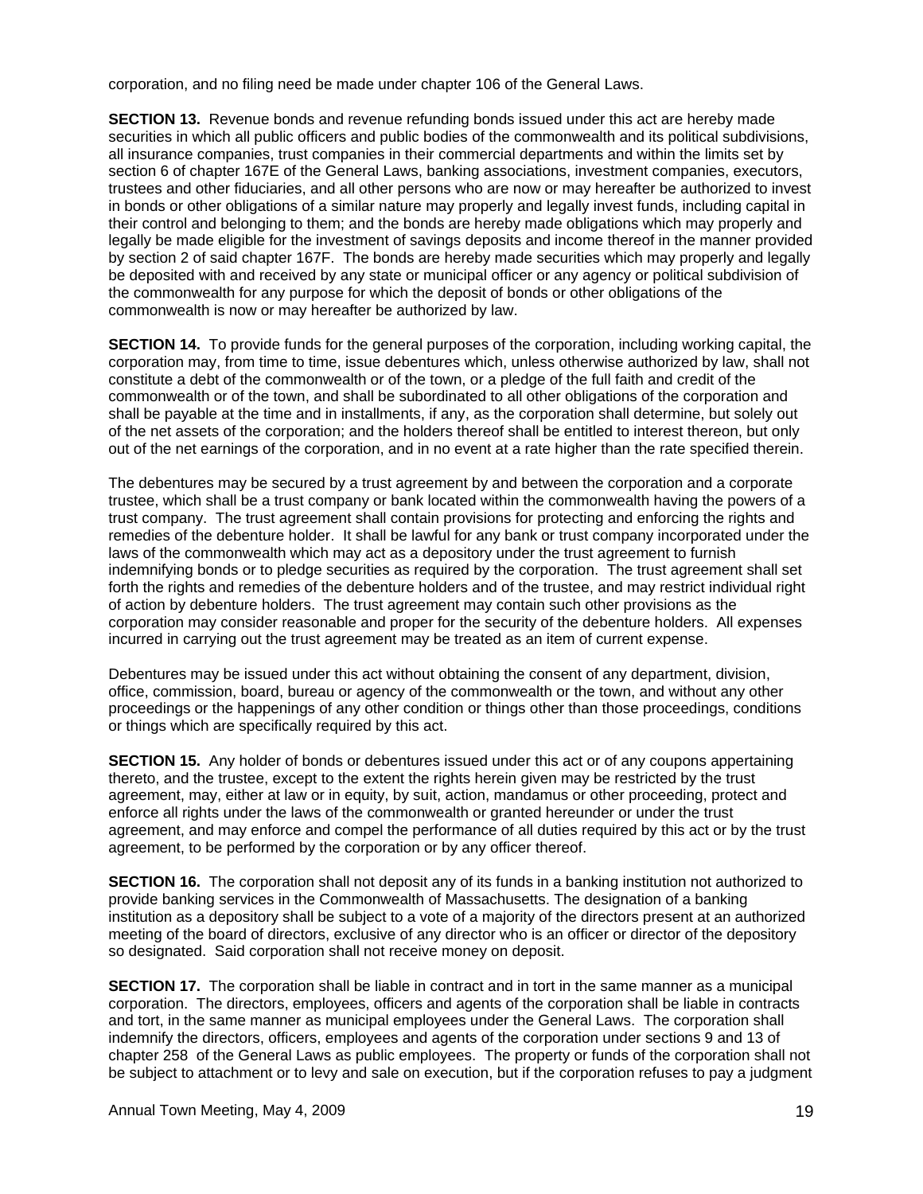corporation, and no filing need be made under chapter 106 of the General Laws.

**SECTION 13.** Revenue bonds and revenue refunding bonds issued under this act are hereby made securities in which all public officers and public bodies of the commonwealth and its political subdivisions, all insurance companies, trust companies in their commercial departments and within the limits set by section 6 of chapter 167E of the General Laws, banking associations, investment companies, executors, trustees and other fiduciaries, and all other persons who are now or may hereafter be authorized to invest in bonds or other obligations of a similar nature may properly and legally invest funds, including capital in their control and belonging to them; and the bonds are hereby made obligations which may properly and legally be made eligible for the investment of savings deposits and income thereof in the manner provided by section 2 of said chapter 167F. The bonds are hereby made securities which may properly and legally be deposited with and received by any state or municipal officer or any agency or political subdivision of the commonwealth for any purpose for which the deposit of bonds or other obligations of the commonwealth is now or may hereafter be authorized by law.

**SECTION 14.** To provide funds for the general purposes of the corporation, including working capital, the corporation may, from time to time, issue debentures which, unless otherwise authorized by law, shall not constitute a debt of the commonwealth or of the town, or a pledge of the full faith and credit of the commonwealth or of the town, and shall be subordinated to all other obligations of the corporation and shall be payable at the time and in installments, if any, as the corporation shall determine, but solely out of the net assets of the corporation; and the holders thereof shall be entitled to interest thereon, but only out of the net earnings of the corporation, and in no event at a rate higher than the rate specified therein.

The debentures may be secured by a trust agreement by and between the corporation and a corporate trustee, which shall be a trust company or bank located within the commonwealth having the powers of a trust company. The trust agreement shall contain provisions for protecting and enforcing the rights and remedies of the debenture holder. It shall be lawful for any bank or trust company incorporated under the laws of the commonwealth which may act as a depository under the trust agreement to furnish indemnifying bonds or to pledge securities as required by the corporation. The trust agreement shall set forth the rights and remedies of the debenture holders and of the trustee, and may restrict individual right of action by debenture holders. The trust agreement may contain such other provisions as the corporation may consider reasonable and proper for the security of the debenture holders. All expenses incurred in carrying out the trust agreement may be treated as an item of current expense.

Debentures may be issued under this act without obtaining the consent of any department, division, office, commission, board, bureau or agency of the commonwealth or the town, and without any other proceedings or the happenings of any other condition or things other than those proceedings, conditions or things which are specifically required by this act.

**SECTION 15.** Any holder of bonds or debentures issued under this act or of any coupons appertaining thereto, and the trustee, except to the extent the rights herein given may be restricted by the trust agreement, may, either at law or in equity, by suit, action, mandamus or other proceeding, protect and enforce all rights under the laws of the commonwealth or granted hereunder or under the trust agreement, and may enforce and compel the performance of all duties required by this act or by the trust agreement, to be performed by the corporation or by any officer thereof.

**SECTION 16.** The corporation shall not deposit any of its funds in a banking institution not authorized to provide banking services in the Commonwealth of Massachusetts. The designation of a banking institution as a depository shall be subject to a vote of a majority of the directors present at an authorized meeting of the board of directors, exclusive of any director who is an officer or director of the depository so designated. Said corporation shall not receive money on deposit.

**SECTION 17.** The corporation shall be liable in contract and in tort in the same manner as a municipal corporation. The directors, employees, officers and agents of the corporation shall be liable in contracts and tort, in the same manner as municipal employees under the General Laws. The corporation shall indemnify the directors, officers, employees and agents of the corporation under sections 9 and 13 of chapter 258 of the General Laws as public employees. The property or funds of the corporation shall not be subject to attachment or to levy and sale on execution, but if the corporation refuses to pay a judgment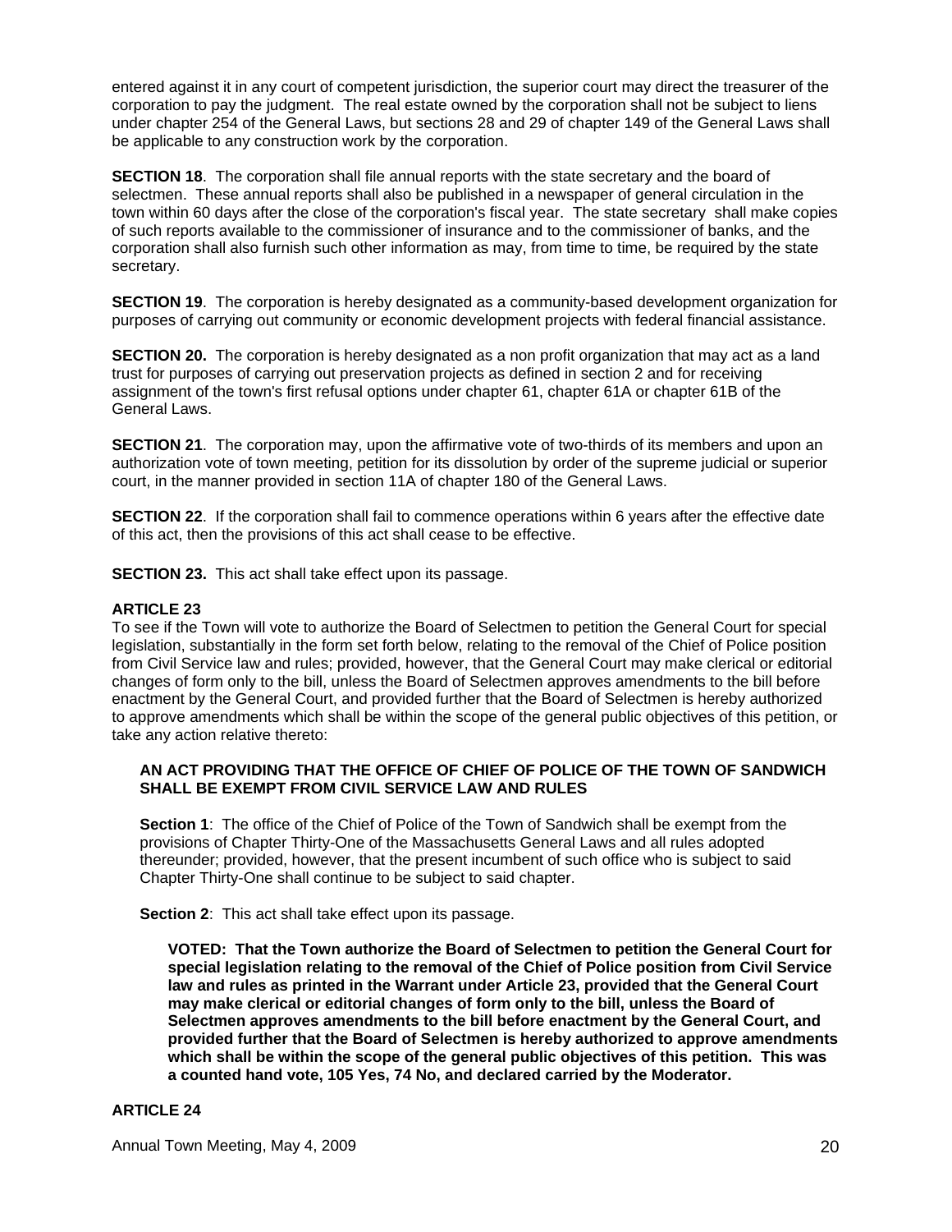entered against it in any court of competent jurisdiction, the superior court may direct the treasurer of the corporation to pay the judgment. The real estate owned by the corporation shall not be subject to liens under chapter 254 of the General Laws, but sections 28 and 29 of chapter 149 of the General Laws shall be applicable to any construction work by the corporation.

**SECTION 18**. The corporation shall file annual reports with the state secretary and the board of selectmen. These annual reports shall also be published in a newspaper of general circulation in the town within 60 days after the close of the corporation's fiscal year. The state secretary shall make copies of such reports available to the commissioner of insurance and to the commissioner of banks, and the corporation shall also furnish such other information as may, from time to time, be required by the state secretary.

**SECTION 19**. The corporation is hereby designated as a community-based development organization for purposes of carrying out community or economic development projects with federal financial assistance.

**SECTION 20.** The corporation is hereby designated as a non profit organization that may act as a land trust for purposes of carrying out preservation projects as defined in section 2 and for receiving assignment of the town's first refusal options under chapter 61, chapter 61A or chapter 61B of the General Laws.

**SECTION 21**. The corporation may, upon the affirmative vote of two-thirds of its members and upon an authorization vote of town meeting, petition for its dissolution by order of the supreme judicial or superior court, in the manner provided in section 11A of chapter 180 of the General Laws.

**SECTION 22**. If the corporation shall fail to commence operations within 6 years after the effective date of this act, then the provisions of this act shall cease to be effective.

**SECTION 23.** This act shall take effect upon its passage.

**ARTICLE 23**

To see if the Town will vote to authorize the Board of Selectmen to petition the General Court for special legislation, substantially in the form set forth below, relating to the removal of the Chief of Police position from Civil Service law and rules; provided, however, that the General Court may make clerical or editorial changes of form only to the bill, unless the Board of Selectmen approves amendments to the bill before enactment by the General Court, and provided further that the Board of Selectmen is hereby authorized to approve amendments which shall be within the scope of the general public objectives of this petition, or take any action relative thereto:

**AN ACT PROVIDING THAT THE OFFICE OF CHIEF OF POLICE OF THE TOWN OF SANDWICH SHALL BE EXEMPT FROM CIVIL SERVICE LAW AND RULES**

**Section 1**: The office of the Chief of Police of the Town of Sandwich shall be exempt from the provisions of Chapter Thirty-One of the Massachusetts General Laws and all rules adopted thereunder; provided, however, that the present incumbent of such office who is subject to said Chapter Thirty-One shall continue to be subject to said chapter.

**Section 2**: This act shall take effect upon its passage.

**VOTED: That the Town authorize the Board of Selectmen to petition the General Court for special legislation relating to the removal of the Chief of Police position from Civil Service law and rules as printed in the Warrant under Article 23, provided that the General Court may make clerical or editorial changes of form only to the bill, unless the Board of Selectmen approves amendments to the bill before enactment by the General Court, and provided further that the Board of Selectmen is hereby authorized to approve amendments which shall be within the scope of the general public objectives of this petition. This was a counted hand vote, 105 Yes, 74 No, and declared carried by the Moderator.**

**ARTICLE 24**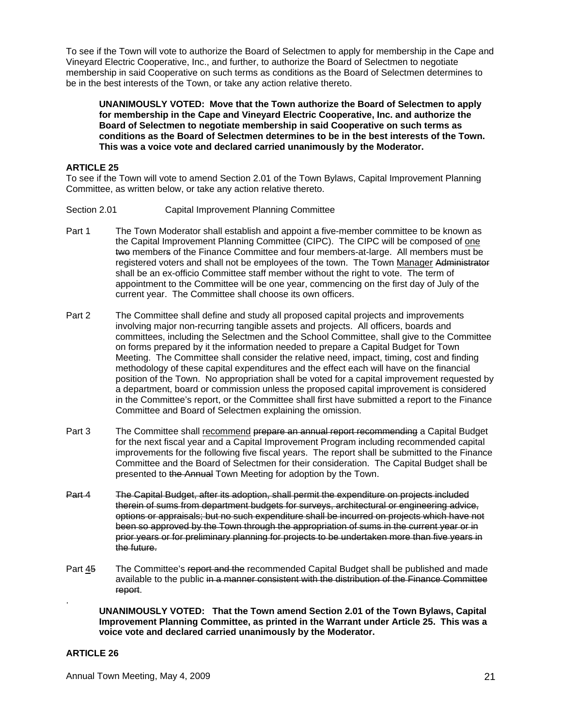To see if the Town will vote to authorize the Board of Selectmen to apply for membership in the Cape and Vineyard Electric Cooperative, Inc., and further, to authorize the Board of Selectmen to negotiate membership in said Cooperative on such terms as conditions as the Board of Selectmen determines to be in the best interests of the Town, or take any action relative thereto.

> **UNANIMOUSLY VOTED: Move that the Town authorize the Board of Selectmen to apply for membership in the Cape and Vineyard Electric Cooperative, Inc. and authorize the Board of Selectmen to negotiate membership in said Cooperative on such terms as conditions as the Board of Selectmen determines to be in the best interests of the Town. This was a voice vote and declared carried unanimously by the Moderator.**

### ARTICLE 25

To see if the Town will vote to amend Section 2.01 of the Town Bylaws, Capital Improvement Planning Committee, as written below, or take any action relative thereto.

Section 2.01 Capital Improvement Planning Committee

Part 1 The Town Moderator shall establish and appoint a five-member committee to be known as the Capital Improvement Planning Committee (CIPC). The CIPC will be composed of <u>one</u> ~~two~~ members~~s~~ of the Finance Committee and four members-at-large. All members must be registered voters and shall not be employees of the town. The Town <u>Manager</u> ~~Administrator~~ shall be an ex-officio Committee staff member without the right to vote. The term of appointment to the Committee will be one year, commencing on the first day of July of the current year. The Committee shall choose its own officers.

Part 2 The Committee shall define and study all proposed capital projects and improvements involving major non-recurring tangible assets and projects. All officers, boards and committees, including the Selectmen and the School Committee, shall give to the Committee on forms prepared by it the information needed to prepare a Capital Budget for Town Meeting. The Committee shall consider the relative need, impact, timing, cost and finding methodology of these capital expenditures and the effect each will have on the financial position of the Town. No appropriation shall be voted for a capital improvement requested by a department, board or commission unless the proposed capital improvement is considered in the Committee's report, or the Committee shall first have submitted a report to the Finance Committee and Board of Selectmen explaining the omission.

Part 3 The Committee shall <u>recommend</u> ~~prepare an annual report recommending~~ a Capital Budget for the next fiscal year and a Capital Improvement Program including recommended capital improvements for the following five fiscal years. The report shall be submitted to the Finance Committee and the Board of Selectmen for their consideration. The Capital Budget shall be presented to ~~the Annual~~ Town Meeting for adoption by the Town.

~~Part 4 The Capital Budget, after its adoption, shall permit the expenditure on projects included therein of sums from department budgets for surveys, architectural or engineering advice, options or appraisals; but no such expenditure shall be incurred on projects which have not been so approved by the Town through the appropriation of sums in the current year or in prior years or for preliminary planning for projects to be undertaken more than five years in the future.~~

Part <u>4</u>~~5~~ The Committee's ~~report and the~~ recommended Capital Budget shall be published and made available to the public ~~in a manner consistent with the distribution of the Finance Committee report~~.

> **UNANIMOUSLY VOTED: That the Town amend Section 2.01 of the Town Bylaws, Capital Improvement Planning Committee, as printed in the Warrant under Article 25. This was a voice vote and declared carried unanimously by the Moderator.**

### ARTICLE 26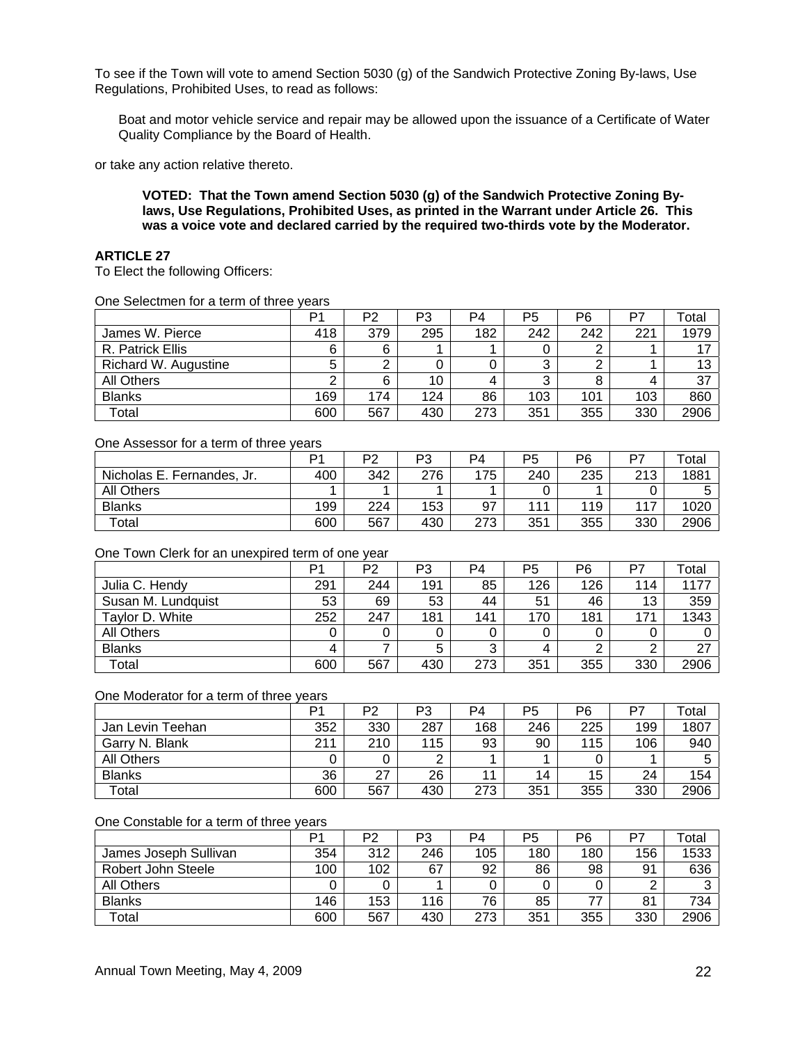To see if the Town will vote to amend Section 5030 (g) of the Sandwich Protective Zoning By-laws, Use Regulations, Prohibited Uses, to read as follows:

> Boat and motor vehicle service and repair may be allowed upon the issuance of a Certificate of Water Quality Compliance by the Board of Health.

or take any action relative thereto.

> **VOTED: That the Town amend Section 5030 (g) of the Sandwich Protective Zoning By-laws, Use Regulations, Prohibited Uses, as printed in the Warrant under Article 26. This was a voice vote and declared carried by the required two-thirds vote by the Moderator.**

**ARTICLE 27**
To Elect the following Officers:

One Selectmen for a term of three years

| | P1 | P2 | P3 | P4 | P5 | P6 | P7 | Total |
|---|---|---|---|---|---|---|---|---|
| James W. Pierce | 418 | 379 | 295 | 182 | 242 | 242 | 221 | 1979 |
| R. Patrick Ellis | 6 | 6 | 1 | 1 | 0 | 2 | 1 | 17 |
| Richard W. Augustine | 5 | 2 | 0 | 0 | 3 | 2 | 1 | 13 |
| All Others | 2 | 6 | 10 | 4 | 3 | 8 | 4 | 37 |
| Blanks | 169 | 174 | 124 | 86 | 103 | 101 | 103 | 860 |
| Total | 600 | 567 | 430 | 273 | 351 | 355 | 330 | 2906 |

One Assessor for a term of three years

| | P1 | P2 | P3 | P4 | P5 | P6 | P7 | Total |
|---|---|---|---|---|---|---|---|---|
| Nicholas E. Fernandes, Jr. | 400 | 342 | 276 | 175 | 240 | 235 | 213 | 1881 |
| All Others | 1 | 1 | 1 | 1 | 0 | 1 | 0 | 5 |
| Blanks | 199 | 224 | 153 | 97 | 111 | 119 | 117 | 1020 |
| Total | 600 | 567 | 430 | 273 | 351 | 355 | 330 | 2906 |

One Town Clerk for an unexpired term of one year

| | P1 | P2 | P3 | P4 | P5 | P6 | P7 | Total |
|---|---|---|---|---|---|---|---|---|
| Julia C. Hendy | 291 | 244 | 191 | 85 | 126 | 126 | 114 | 1177 |
| Susan M. Lundquist | 53 | 69 | 53 | 44 | 51 | 46 | 13 | 359 |
| Taylor D. White | 252 | 247 | 181 | 141 | 170 | 181 | 171 | 1343 |
| All Others | 0 | 0 | 0 | 0 | 0 | 0 | 0 | 0 |
| Blanks | 4 | 7 | 5 | 3 | 4 | 2 | 2 | 27 |
| Total | 600 | 567 | 430 | 273 | 351 | 355 | 330 | 2906 |

One Moderator for a term of three years

| | P1 | P2 | P3 | P4 | P5 | P6 | P7 | Total |
|---|---|---|---|---|---|---|---|---|
| Jan Levin Teehan | 352 | 330 | 287 | 168 | 246 | 225 | 199 | 1807 |
| Garry N. Blank | 211 | 210 | 115 | 93 | 90 | 115 | 106 | 940 |
| All Others | 0 | 0 | 2 | 1 | 1 | 0 | 1 | 5 |
| Blanks | 36 | 27 | 26 | 11 | 14 | 15 | 24 | 154 |
| Total | 600 | 567 | 430 | 273 | 351 | 355 | 330 | 2906 |

One Constable for a term of three years

| | P1 | P2 | P3 | P4 | P5 | P6 | P7 | Total |
|---|---|---|---|---|---|---|---|---|
| James Joseph Sullivan | 354 | 312 | 246 | 105 | 180 | 180 | 156 | 1533 |
| Robert John Steele | 100 | 102 | 67 | 92 | 86 | 98 | 91 | 636 |
| All Others | 0 | 0 | 1 | 0 | 0 | 0 | 2 | 3 |
| Blanks | 146 | 153 | 116 | 76 | 85 | 77 | 81 | 734 |
| Total | 600 | 567 | 430 | 273 | 351 | 355 | 330 | 2906 |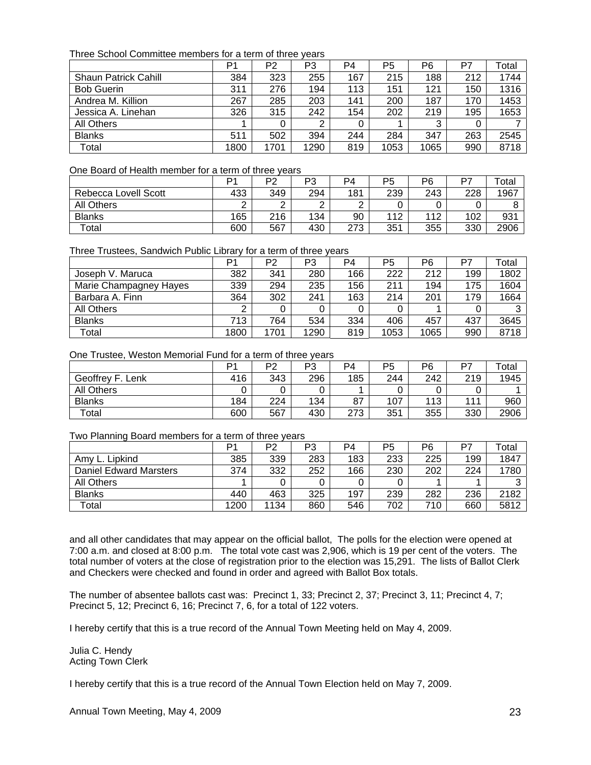Three School Committee members for a term of three years

| | P1 | P2 | P3 | P4 | P5 | P6 | P7 | Total |
|---|---|---|---|---|---|---|---|---|
| Shaun Patrick Cahill | 384 | 323 | 255 | 167 | 215 | 188 | 212 | 1744 |
| Bob Guerin | 311 | 276 | 194 | 113 | 151 | 121 | 150 | 1316 |
| Andrea M. Killion | 267 | 285 | 203 | 141 | 200 | 187 | 170 | 1453 |
| Jessica A. Linehan | 326 | 315 | 242 | 154 | 202 | 219 | 195 | 1653 |
| All Others | 1 | 0 | 2 | 0 | 1 | 3 | 0 | 7 |
| Blanks | 511 | 502 | 394 | 244 | 284 | 347 | 263 | 2545 |
| Total | 1800 | 1701 | 1290 | 819 | 1053 | 1065 | 990 | 8718 |

One Board of Health member for a term of three years

| | P1 | P2 | P3 | P4 | P5 | P6 | P7 | Total |
|---|---|---|---|---|---|---|---|---|
| Rebecca Lovell Scott | 433 | 349 | 294 | 181 | 239 | 243 | 228 | 1967 |
| All Others | 2 | 2 | 2 | 2 | 0 | 0 | 0 | 8 |
| Blanks | 165 | 216 | 134 | 90 | 112 | 112 | 102 | 931 |
| Total | 600 | 567 | 430 | 273 | 351 | 355 | 330 | 2906 |

Three Trustees, Sandwich Public Library for a term of three years

| | P1 | P2 | P3 | P4 | P5 | P6 | P7 | Total |
|---|---|---|---|---|---|---|---|---|
| Joseph V. Maruca | 382 | 341 | 280 | 166 | 222 | 212 | 199 | 1802 |
| Marie Champagney Hayes | 339 | 294 | 235 | 156 | 211 | 194 | 175 | 1604 |
| Barbara A. Finn | 364 | 302 | 241 | 163 | 214 | 201 | 179 | 1664 |
| All Others | 2 | 0 | 0 | 0 | 0 | 1 | 0 | 3 |
| Blanks | 713 | 764 | 534 | 334 | 406 | 457 | 437 | 3645 |
| Total | 1800 | 1701 | 1290 | 819 | 1053 | 1065 | 990 | 8718 |

One Trustee, Weston Memorial Fund for a term of three years

| | P1 | P2 | P3 | P4 | P5 | P6 | P7 | Total |
|---|---|---|---|---|---|---|---|---|
| Geoffrey F. Lenk | 416 | 343 | 296 | 185 | 244 | 242 | 219 | 1945 |
| All Others | 0 | 0 | 0 | 1 | 0 | 0 | 0 | 1 |
| Blanks | 184 | 224 | 134 | 87 | 107 | 113 | 111 | 960 |
| Total | 600 | 567 | 430 | 273 | 351 | 355 | 330 | 2906 |

Two Planning Board members for a term of three years

| | P1 | P2 | P3 | P4 | P5 | P6 | P7 | Total |
|---|---|---|---|---|---|---|---|---|
| Amy L. Lipkind | 385 | 339 | 283 | 183 | 233 | 225 | 199 | 1847 |
| Daniel Edward Marsters | 374 | 332 | 252 | 166 | 230 | 202 | 224 | 1780 |
| All Others | 1 | 0 | 0 | 0 | 0 | 1 | 1 | 3 |
| Blanks | 440 | 463 | 325 | 197 | 239 | 282 | 236 | 2182 |
| Total | 1200 | 1134 | 860 | 546 | 702 | 710 | 660 | 5812 |

and all other candidates that may appear on the official ballot, The polls for the election were opened at 7:00 a.m. and closed at 8:00 p.m. The total vote cast was 2,906, which is 19 per cent of the voters. The total number of voters at the close of registration prior to the election was 15,291. The lists of Ballot Clerk and Checkers were checked and found in order and agreed with Ballot Box totals.

The number of absentee ballots cast was: Precinct 1, 33; Precinct 2, 37; Precinct 3, 11; Precinct 4, 7; Precinct 5, 12; Precinct 6, 16; Precinct 7, 6, for a total of 122 voters.

I hereby certify that this is a true record of the Annual Town Meeting held on May 4, 2009.

Julia C. Hendy
Acting Town Clerk

I hereby certify that this is a true record of the Annual Town Election held on May 7, 2009.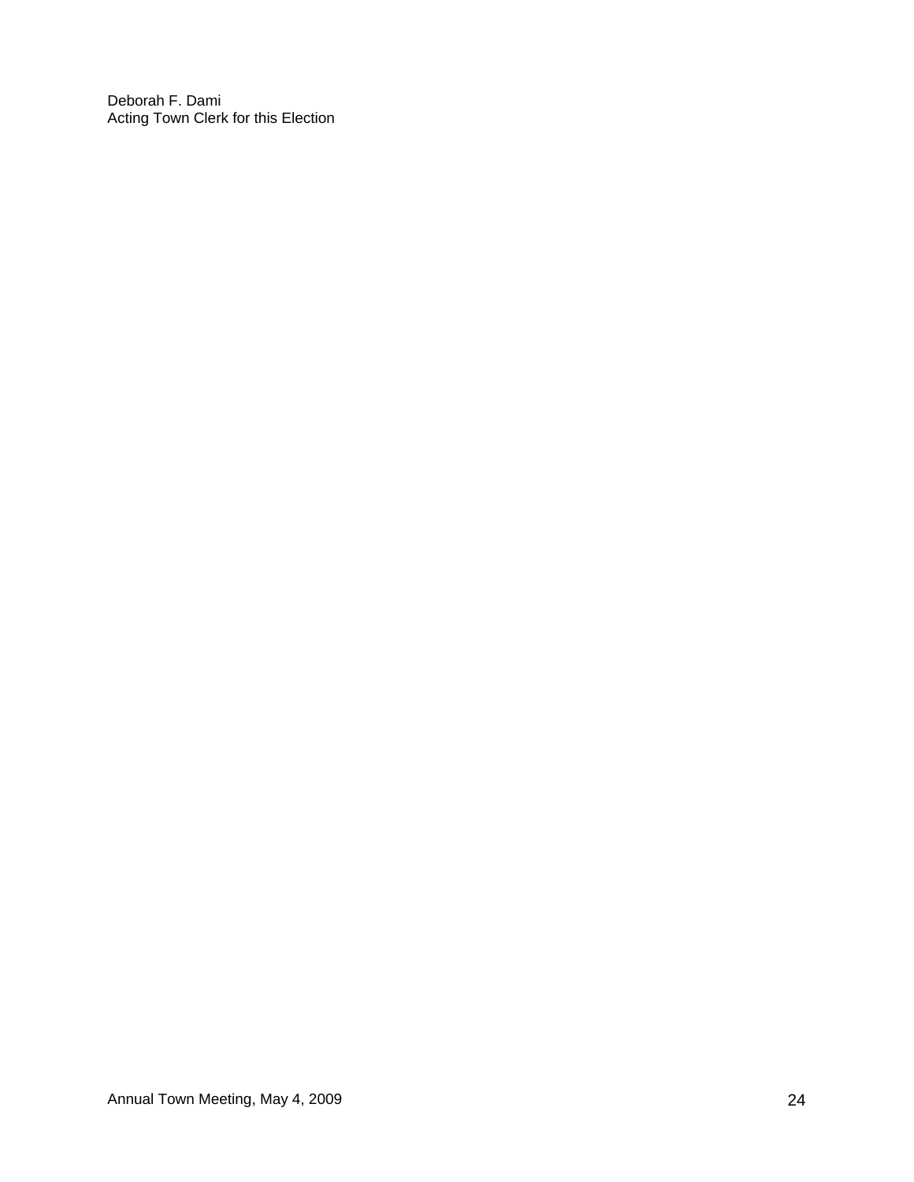Deborah F. Dami
Acting Town Clerk for this Election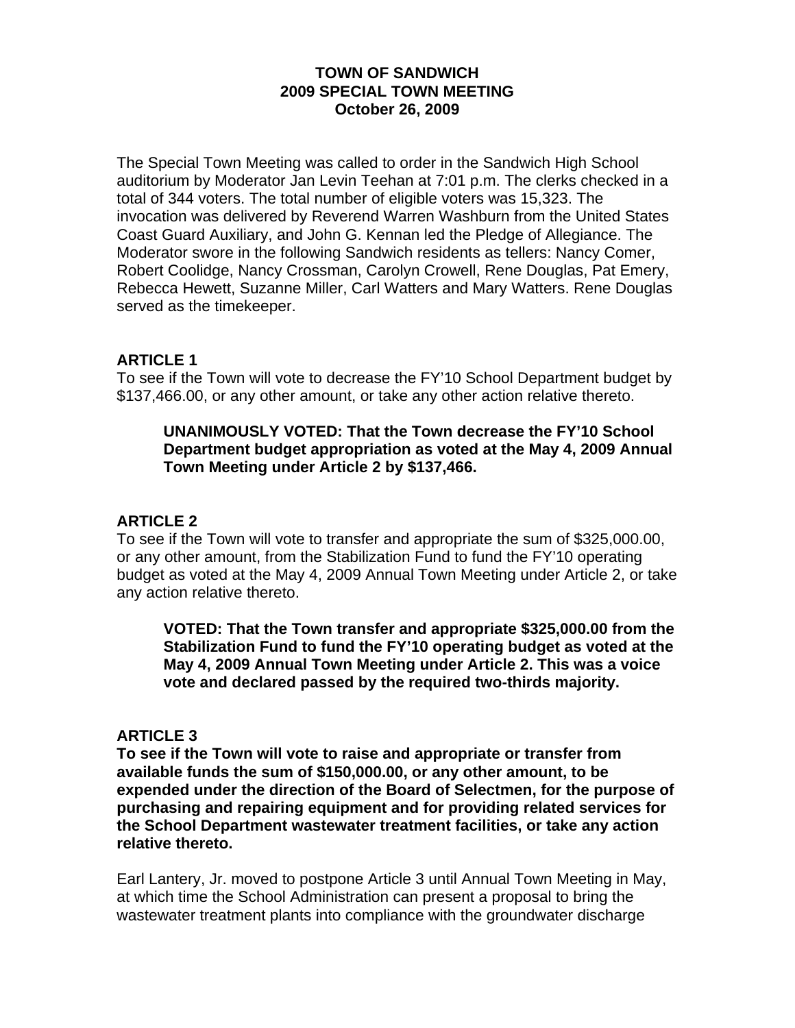# TOWN OF SANDWICH
## 2009 SPECIAL TOWN MEETING
### October 26, 2009

The Special Town Meeting was called to order in the Sandwich High School auditorium by Moderator Jan Levin Teehan at 7:01 p.m. The clerks checked in a total of 344 voters. The total number of eligible voters was 15,323. The invocation was delivered by Reverend Warren Washburn from the United States Coast Guard Auxiliary, and John G. Kennan led the Pledge of Allegiance. The Moderator swore in the following Sandwich residents as tellers: Nancy Comer, Robert Coolidge, Nancy Crossman, Carolyn Crowell, Rene Douglas, Pat Emery, Rebecca Hewett, Suzanne Miller, Carl Watters and Mary Watters. Rene Douglas served as the timekeeper.

**ARTICLE 1**

To see if the Town will vote to decrease the FY'10 School Department budget by $137,466.00, or any other amount, or take any other action relative thereto.

> **UNANIMOUSLY VOTED: That the Town decrease the FY'10 School Department budget appropriation as voted at the May 4, 2009 Annual Town Meeting under Article 2 by $137,466.**

**ARTICLE 2**

To see if the Town will vote to transfer and appropriate the sum of $325,000.00, or any other amount, from the Stabilization Fund to fund the FY'10 operating budget as voted at the May 4, 2009 Annual Town Meeting under Article 2, or take any action relative thereto.

> **VOTED: That the Town transfer and appropriate $325,000.00 from the Stabilization Fund to fund the FY'10 operating budget as voted at the May 4, 2009 Annual Town Meeting under Article 2. This was a voice vote and declared passed by the required two-thirds majority.**

**ARTICLE 3**

**To see if the Town will vote to raise and appropriate or transfer from available funds the sum of $150,000.00, or any other amount, to be expended under the direction of the Board of Selectmen, for the purpose of purchasing and repairing equipment and for providing related services for the School Department wastewater treatment facilities, or take any action relative thereto.**

Earl Lantery, Jr. moved to postpone Article 3 until Annual Town Meeting in May, at which time the School Administration can present a proposal to bring the wastewater treatment plants into compliance with the groundwater discharge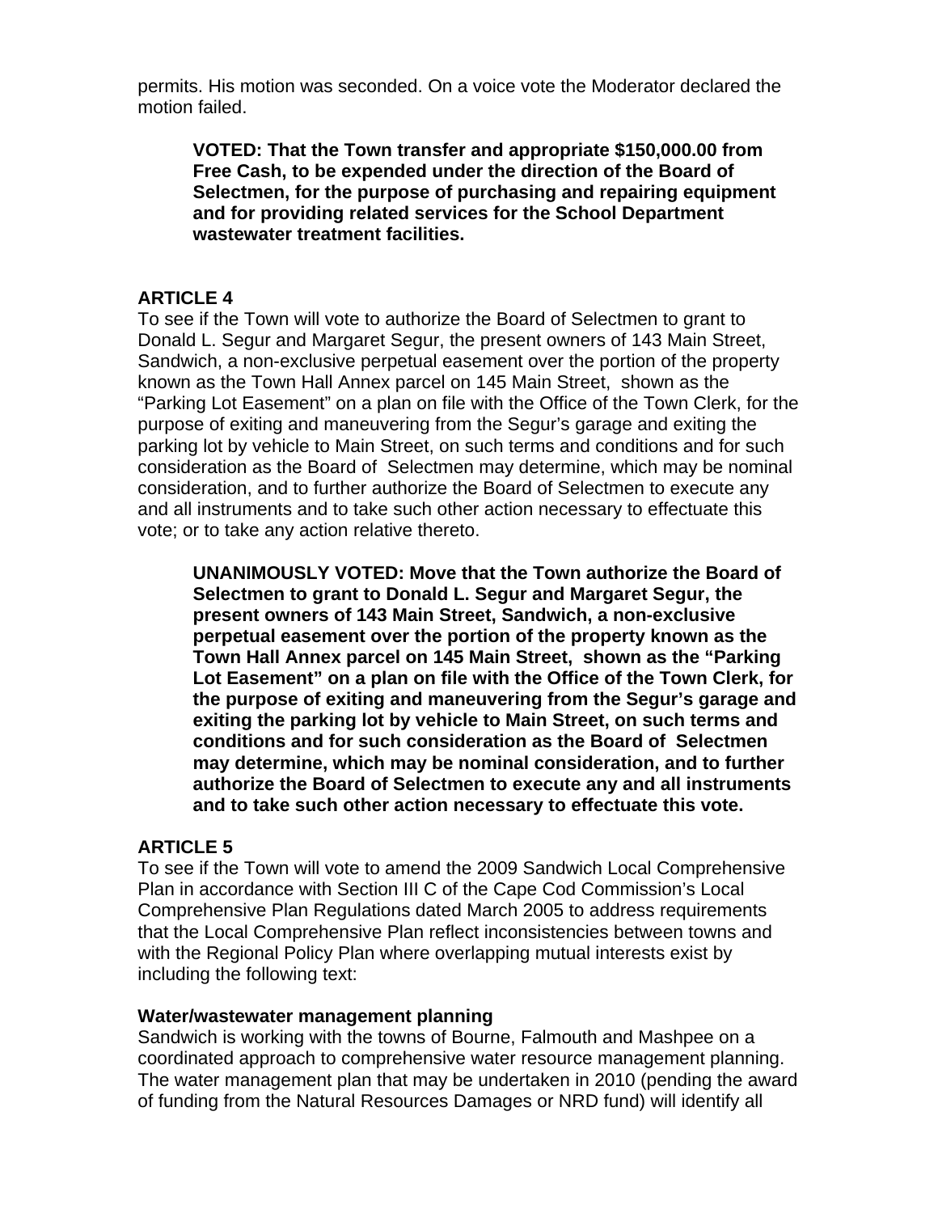permits. His motion was seconded. On a voice vote the Moderator declared the motion failed.

> **VOTED: That the Town transfer and appropriate $150,000.00 from Free Cash, to be expended under the direction of the Board of Selectmen, for the purpose of purchasing and repairing equipment and for providing related services for the School Department wastewater treatment facilities.**

## ARTICLE 4

To see if the Town will vote to authorize the Board of Selectmen to grant to Donald L. Segur and Margaret Segur, the present owners of 143 Main Street, Sandwich, a non-exclusive perpetual easement over the portion of the property known as the Town Hall Annex parcel on 145 Main Street, shown as the "Parking Lot Easement" on a plan on file with the Office of the Town Clerk, for the purpose of exiting and maneuvering from the Segur's garage and exiting the parking lot by vehicle to Main Street, on such terms and conditions and for such consideration as the Board of Selectmen may determine, which may be nominal consideration, and to further authorize the Board of Selectmen to execute any and all instruments and to take such other action necessary to effectuate this vote; or to take any action relative thereto.

> **UNANIMOUSLY VOTED: Move that the Town authorize the Board of Selectmen to grant to Donald L. Segur and Margaret Segur, the present owners of 143 Main Street, Sandwich, a non-exclusive perpetual easement over the portion of the property known as the Town Hall Annex parcel on 145 Main Street, shown as the "Parking Lot Easement" on a plan on file with the Office of the Town Clerk, for the purpose of exiting and maneuvering from the Segur's garage and exiting the parking lot by vehicle to Main Street, on such terms and conditions and for such consideration as the Board of Selectmen may determine, which may be nominal consideration, and to further authorize the Board of Selectmen to execute any and all instruments and to take such other action necessary to effectuate this vote.**

## ARTICLE 5

To see if the Town will vote to amend the 2009 Sandwich Local Comprehensive Plan in accordance with Section III C of the Cape Cod Commission's Local Comprehensive Plan Regulations dated March 2005 to address requirements that the Local Comprehensive Plan reflect inconsistencies between towns and with the Regional Policy Plan where overlapping mutual interests exist by including the following text:

**Water/wastewater management planning**

Sandwich is working with the towns of Bourne, Falmouth and Mashpee on a coordinated approach to comprehensive water resource management planning. The water management plan that may be undertaken in 2010 (pending the award of funding from the Natural Resources Damages or NRD fund) will identify all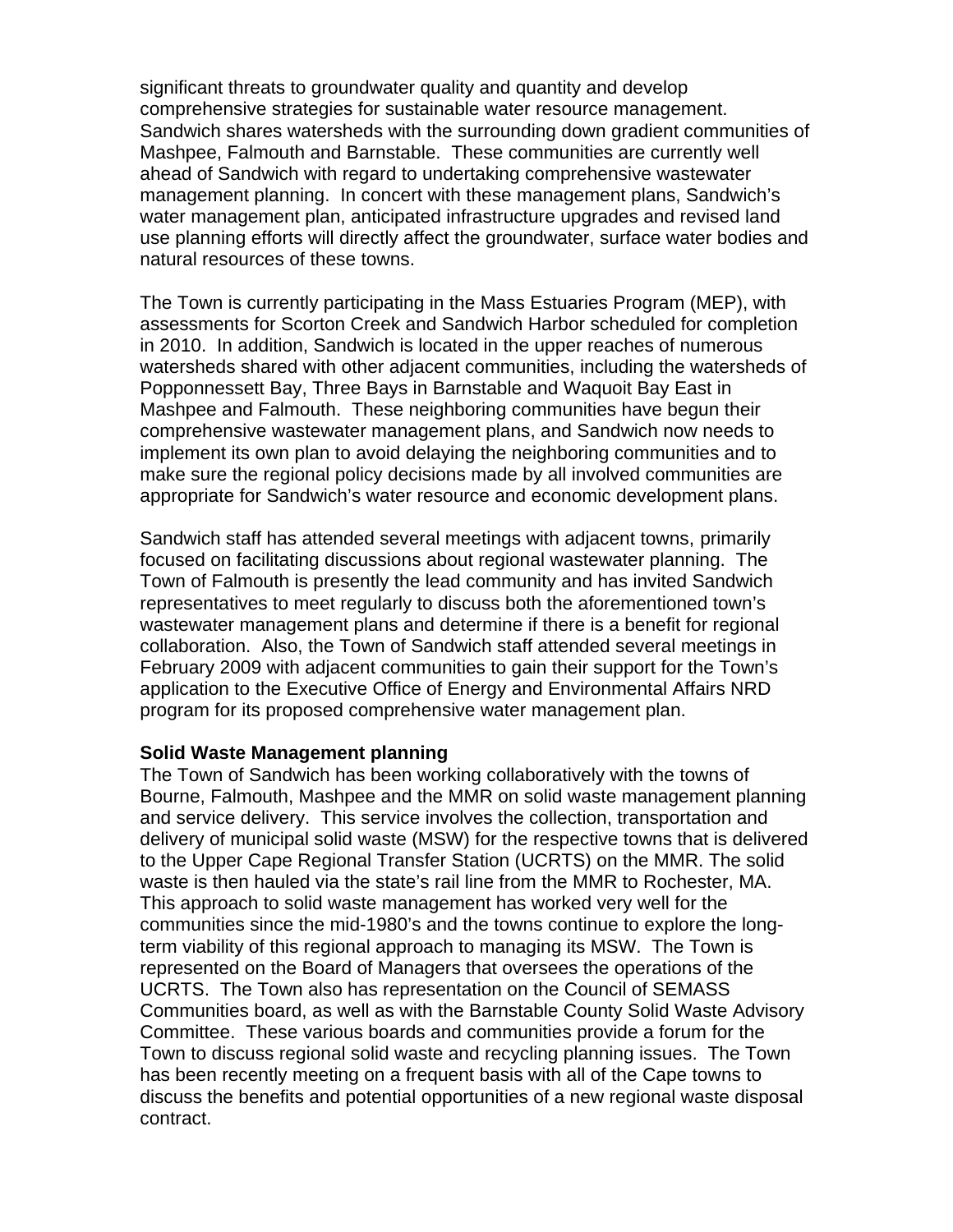significant threats to groundwater quality and quantity and develop comprehensive strategies for sustainable water resource management. Sandwich shares watersheds with the surrounding down gradient communities of Mashpee, Falmouth and Barnstable. These communities are currently well ahead of Sandwich with regard to undertaking comprehensive wastewater management planning. In concert with these management plans, Sandwich's water management plan, anticipated infrastructure upgrades and revised land use planning efforts will directly affect the groundwater, surface water bodies and natural resources of these towns.

The Town is currently participating in the Mass Estuaries Program (MEP), with assessments for Scorton Creek and Sandwich Harbor scheduled for completion in 2010. In addition, Sandwich is located in the upper reaches of numerous watersheds shared with other adjacent communities, including the watersheds of Popponnessett Bay, Three Bays in Barnstable and Waquoit Bay East in Mashpee and Falmouth. These neighboring communities have begun their comprehensive wastewater management plans, and Sandwich now needs to implement its own plan to avoid delaying the neighboring communities and to make sure the regional policy decisions made by all involved communities are appropriate for Sandwich's water resource and economic development plans.

Sandwich staff has attended several meetings with adjacent towns, primarily focused on facilitating discussions about regional wastewater planning. The Town of Falmouth is presently the lead community and has invited Sandwich representatives to meet regularly to discuss both the aforementioned town's wastewater management plans and determine if there is a benefit for regional collaboration. Also, the Town of Sandwich staff attended several meetings in February 2009 with adjacent communities to gain their support for the Town's application to the Executive Office of Energy and Environmental Affairs NRD program for its proposed comprehensive water management plan.

**Solid Waste Management planning**

The Town of Sandwich has been working collaboratively with the towns of Bourne, Falmouth, Mashpee and the MMR on solid waste management planning and service delivery. This service involves the collection, transportation and delivery of municipal solid waste (MSW) for the respective towns that is delivered to the Upper Cape Regional Transfer Station (UCRTS) on the MMR. The solid waste is then hauled via the state's rail line from the MMR to Rochester, MA. This approach to solid waste management has worked very well for the communities since the mid-1980's and the towns continue to explore the long-term viability of this regional approach to managing its MSW. The Town is represented on the Board of Managers that oversees the operations of the UCRTS. The Town also has representation on the Council of SEMASS Communities board, as well as with the Barnstable County Solid Waste Advisory Committee. These various boards and communities provide a forum for the Town to discuss regional solid waste and recycling planning issues. The Town has been recently meeting on a frequent basis with all of the Cape towns to discuss the benefits and potential opportunities of a new regional waste disposal contract.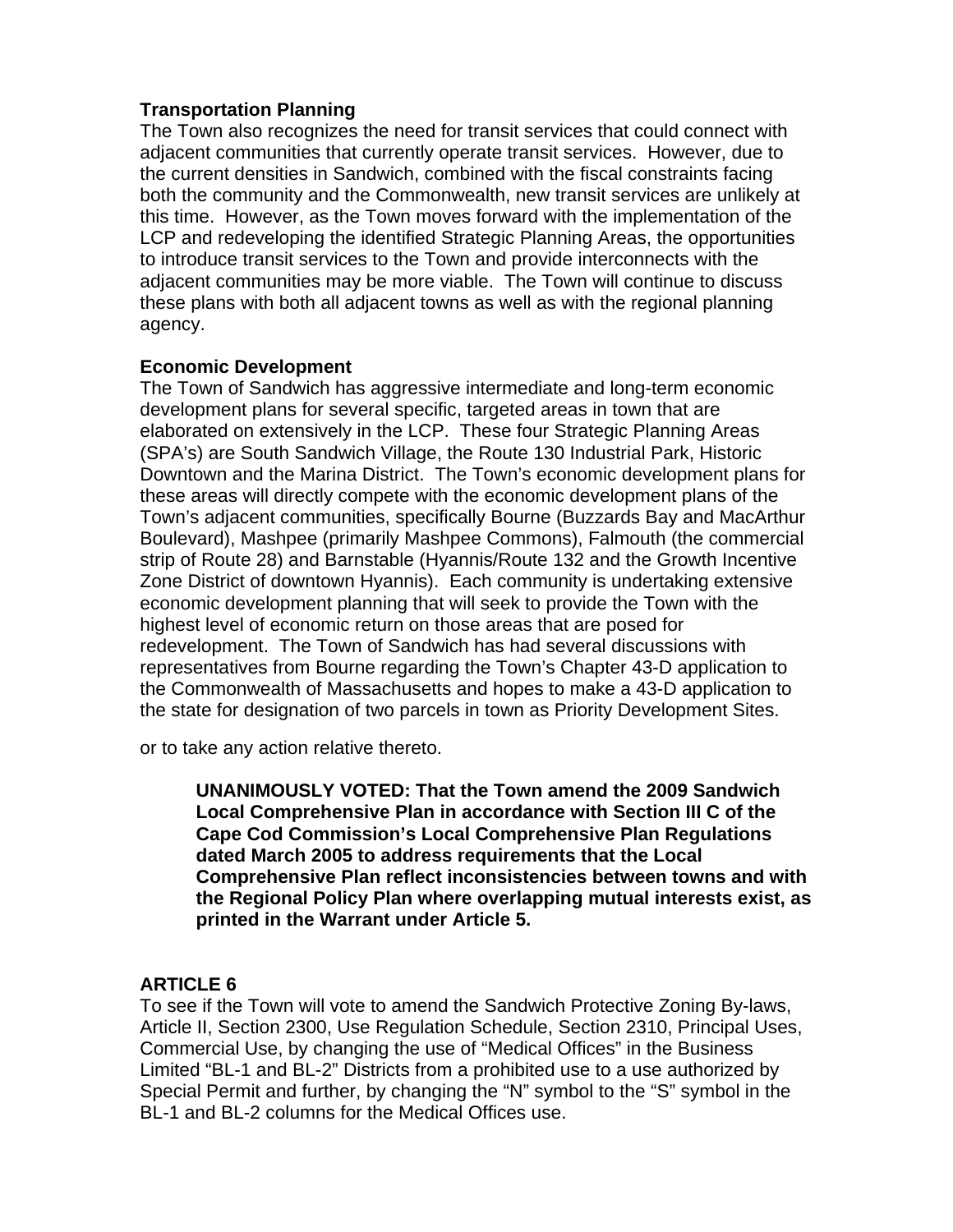**Transportation Planning**
The Town also recognizes the need for transit services that could connect with adjacent communities that currently operate transit services. However, due to the current densities in Sandwich, combined with the fiscal constraints facing both the community and the Commonwealth, new transit services are unlikely at this time. However, as the Town moves forward with the implementation of the LCP and redeveloping the identified Strategic Planning Areas, the opportunities to introduce transit services to the Town and provide interconnects with the adjacent communities may be more viable. The Town will continue to discuss these plans with both all adjacent towns as well as with the regional planning agency.

**Economic Development**
The Town of Sandwich has aggressive intermediate and long-term economic development plans for several specific, targeted areas in town that are elaborated on extensively in the LCP. These four Strategic Planning Areas (SPA's) are South Sandwich Village, the Route 130 Industrial Park, Historic Downtown and the Marina District. The Town's economic development plans for these areas will directly compete with the economic development plans of the Town's adjacent communities, specifically Bourne (Buzzards Bay and MacArthur Boulevard), Mashpee (primarily Mashpee Commons), Falmouth (the commercial strip of Route 28) and Barnstable (Hyannis/Route 132 and the Growth Incentive Zone District of downtown Hyannis). Each community is undertaking extensive economic development planning that will seek to provide the Town with the highest level of economic return on those areas that are posed for redevelopment. The Town of Sandwich has had several discussions with representatives from Bourne regarding the Town's Chapter 43-D application to the Commonwealth of Massachusetts and hopes to make a 43-D application to the state for designation of two parcels in town as Priority Development Sites.

or to take any action relative thereto.

> **UNANIMOUSLY VOTED: That the Town amend the 2009 Sandwich Local Comprehensive Plan in accordance with Section III C of the Cape Cod Commission's Local Comprehensive Plan Regulations dated March 2005 to address requirements that the Local Comprehensive Plan reflect inconsistencies between towns and with the Regional Policy Plan where overlapping mutual interests exist, as printed in the Warrant under Article 5.**

## ARTICLE 6

To see if the Town will vote to amend the Sandwich Protective Zoning By-laws, Article II, Section 2300, Use Regulation Schedule, Section 2310, Principal Uses, Commercial Use, by changing the use of "Medical Offices" in the Business Limited "BL-1 and BL-2" Districts from a prohibited use to a use authorized by Special Permit and further, by changing the "N" symbol to the "S" symbol in the BL-1 and BL-2 columns for the Medical Offices use.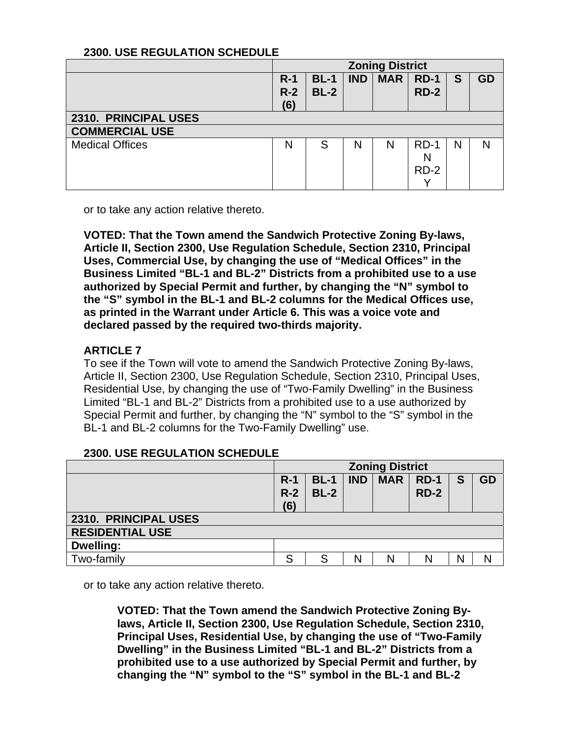**2300. USE REGULATION SCHEDULE**

| | Zoning District | | | | | | |
|---|---|---|---|---|---|---|---|
| | **R-1 R-2 (6)** | **BL-1 BL-2** | **IND** | **MAR** | **RD-1 RD-2** | **S** | **GD** |
| **2310. PRINCIPAL USES** | | | | | | | |
| **COMMERCIAL USE** | | | | | | | |
| Medical Offices | N | S | N | N | RD-1 N RD-2 Y | N | N |

or to take any action relative thereto.

**VOTED: That the Town amend the Sandwich Protective Zoning By-laws, Article II, Section 2300, Use Regulation Schedule, Section 2310, Principal Uses, Commercial Use, by changing the use of "Medical Offices" in the Business Limited "BL-1 and BL-2" Districts from a prohibited use to a use authorized by Special Permit and further, by changing the "N" symbol to the "S" symbol in the BL-1 and BL-2 columns for the Medical Offices use, as printed in the Warrant under Article 6. This was a voice vote and declared passed by the required two-thirds majority.**

**ARTICLE 7**

To see if the Town will vote to amend the Sandwich Protective Zoning By-laws, Article II, Section 2300, Use Regulation Schedule, Section 2310, Principal Uses, Residential Use, by changing the use of "Two-Family Dwelling" in the Business Limited "BL-1 and BL-2" Districts from a prohibited use to a use authorized by Special Permit and further, by changing the "N" symbol to the "S" symbol in the BL-1 and BL-2 columns for the Two-Family Dwelling" use.

**2300. USE REGULATION SCHEDULE**

| | Zoning District | | | | | | |
|---|---|---|---|---|---|---|---|
| | **R-1 R-2 (6)** | **BL-1 BL-2** | **IND** | **MAR** | **RD-1 RD-2** | **S** | **GD** |
| **2310. PRINCIPAL USES** | | | | | | | |
| **RESIDENTIAL USE** | | | | | | | |
| **Dwelling:** | | | | | | | |
| Two-family | S | S | N | N | N | N | N |

or to take any action relative thereto.

**VOTED: That the Town amend the Sandwich Protective Zoning By-laws, Article II, Section 2300, Use Regulation Schedule, Section 2310, Principal Uses, Residential Use, by changing the use of "Two-Family Dwelling" in the Business Limited "BL-1 and BL-2" Districts from a prohibited use to a use authorized by Special Permit and further, by changing the "N" symbol to the "S" symbol in the BL-1 and BL-2**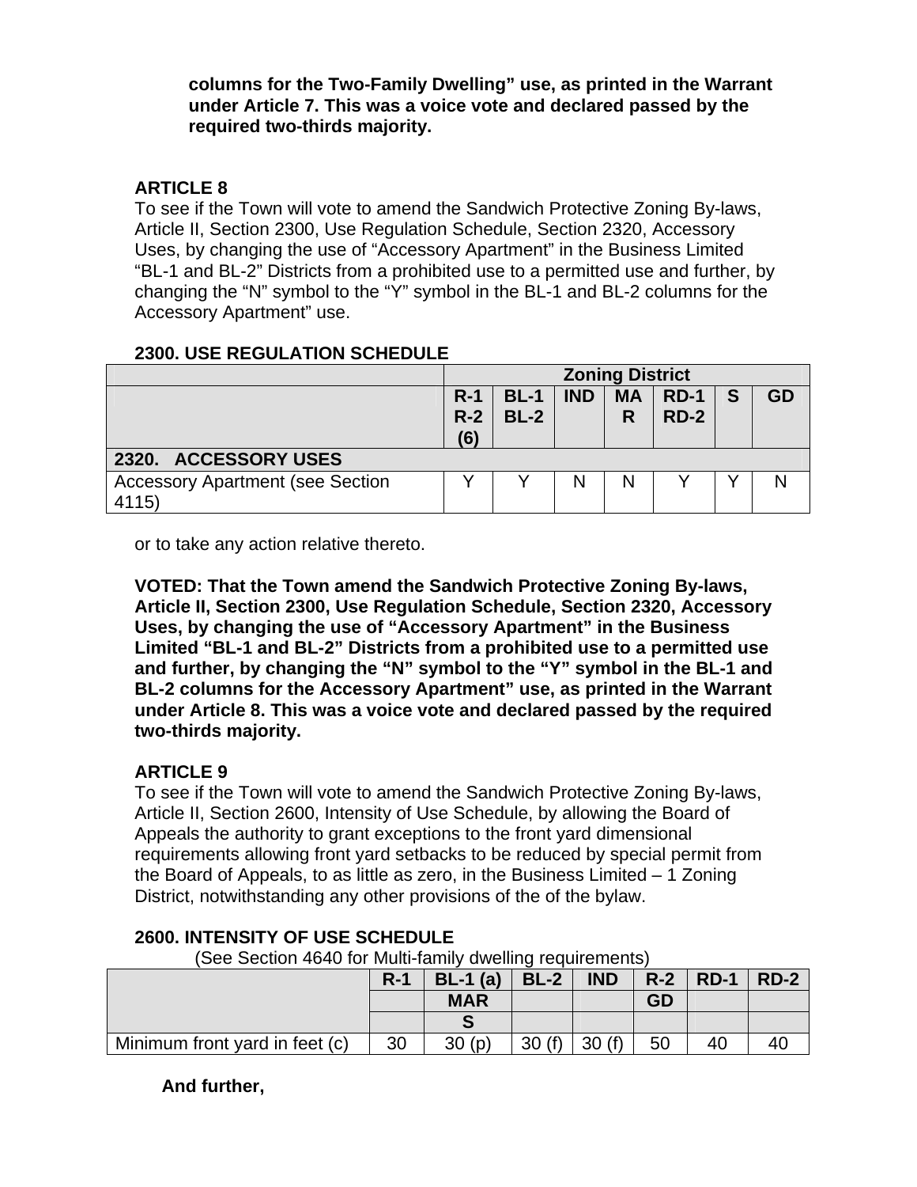**columns for the Two-Family Dwelling" use, as printed in the Warrant under Article 7. This was a voice vote and declared passed by the required two-thirds majority.**

**ARTICLE 8**

To see if the Town will vote to amend the Sandwich Protective Zoning By-laws, Article II, Section 2300, Use Regulation Schedule, Section 2320, Accessory Uses, by changing the use of "Accessory Apartment" in the Business Limited "BL-1 and BL-2" Districts from a prohibited use to a permitted use and further, by changing the "N" symbol to the "Y" symbol in the BL-1 and BL-2 columns for the Accessory Apartment" use.

**2300. USE REGULATION SCHEDULE**

| | **Zoning District** | | | | | | |
|---|---|---|---|---|---|---|---|
| | **R-1 R-2 (6)** | **BL-1 BL-2** | **IND** | **MAR** | **RD-1 RD-2** | **S** | **GD** |
| **2320. ACCESSORY USES** | | | | | | | |
| Accessory Apartment (see Section 4115) | Y | Y | N | N | Y | Y | N |

or to take any action relative thereto.

**VOTED: That the Town amend the Sandwich Protective Zoning By-laws, Article II, Section 2300, Use Regulation Schedule, Section 2320, Accessory Uses, by changing the use of "Accessory Apartment" in the Business Limited "BL-1 and BL-2" Districts from a prohibited use to a permitted use and further, by changing the "N" symbol to the "Y" symbol in the BL-1 and BL-2 columns for the Accessory Apartment" use, as printed in the Warrant under Article 8. This was a voice vote and declared passed by the required two-thirds majority.**

**ARTICLE 9**

To see if the Town will vote to amend the Sandwich Protective Zoning By-laws, Article II, Section 2600, Intensity of Use Schedule, by allowing the Board of Appeals the authority to grant exceptions to the front yard dimensional requirements allowing front yard setbacks to be reduced by special permit from the Board of Appeals, to as little as zero, in the Business Limited – 1 Zoning District, notwithstanding any other provisions of the of the bylaw.

**2600. INTENSITY OF USE SCHEDULE**

(See Section 4640 for Multi-family dwelling requirements)

| | **R-1** | **BL-1 (a)** | **BL-2** | **IND** | **R-2** | **RD-1** | **RD-2** |
|---|---|---|---|---|---|---|---|
| | | **MAR** | | | **GD** | | |
| | | **S** | | | | | |
| Minimum front yard in feet (c) | 30 | 30 (p) | 30 (f) | 30 (f) | 50 | 40 | 40 |

**And further,**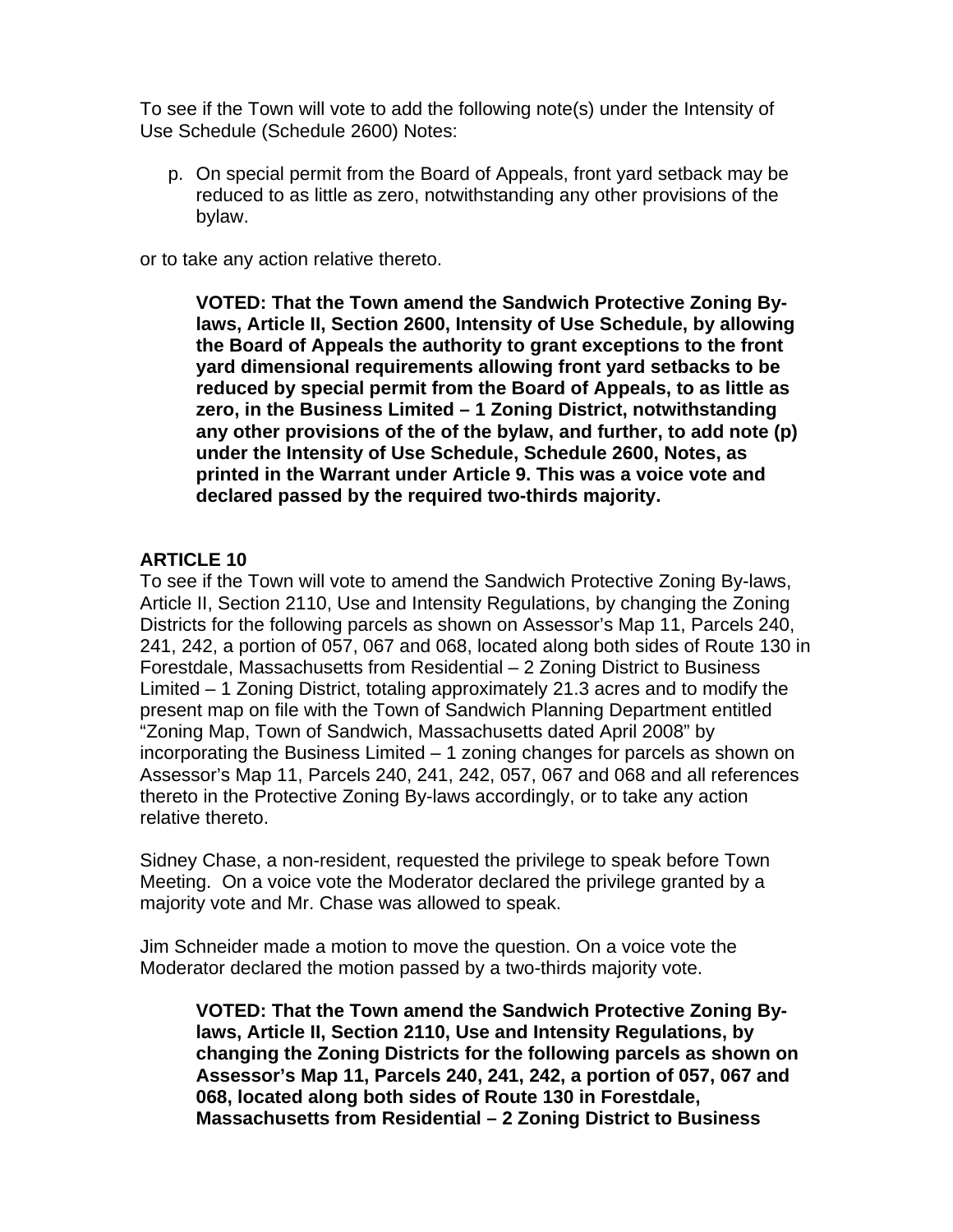To see if the Town will vote to add the following note(s) under the Intensity of Use Schedule (Schedule 2600) Notes:

p. On special permit from the Board of Appeals, front yard setback may be reduced to as little as zero, notwithstanding any other provisions of the bylaw.

or to take any action relative thereto.

> **VOTED: That the Town amend the Sandwich Protective Zoning By-laws, Article II, Section 2600, Intensity of Use Schedule, by allowing the Board of Appeals the authority to grant exceptions to the front yard dimensional requirements allowing front yard setbacks to be reduced by special permit from the Board of Appeals, to as little as zero, in the Business Limited – 1 Zoning District, notwithstanding any other provisions of the of the bylaw, and further, to add note (p) under the Intensity of Use Schedule, Schedule 2600, Notes, as printed in the Warrant under Article 9. This was a voice vote and declared passed by the required two-thirds majority.**

### ARTICLE 10

To see if the Town will vote to amend the Sandwich Protective Zoning By-laws, Article II, Section 2110, Use and Intensity Regulations, by changing the Zoning Districts for the following parcels as shown on Assessor's Map 11, Parcels 240, 241, 242, a portion of 057, 067 and 068, located along both sides of Route 130 in Forestdale, Massachusetts from Residential – 2 Zoning District to Business Limited – 1 Zoning District, totaling approximately 21.3 acres and to modify the present map on file with the Town of Sandwich Planning Department entitled "Zoning Map, Town of Sandwich, Massachusetts dated April 2008" by incorporating the Business Limited – 1 zoning changes for parcels as shown on Assessor's Map 11, Parcels 240, 241, 242, 057, 067 and 068 and all references thereto in the Protective Zoning By-laws accordingly, or to take any action relative thereto.

Sidney Chase, a non-resident, requested the privilege to speak before Town Meeting. On a voice vote the Moderator declared the privilege granted by a majority vote and Mr. Chase was allowed to speak.

Jim Schneider made a motion to move the question. On a voice vote the Moderator declared the motion passed by a two-thirds majority vote.

> **VOTED: That the Town amend the Sandwich Protective Zoning By-laws, Article II, Section 2110, Use and Intensity Regulations, by changing the Zoning Districts for the following parcels as shown on Assessor's Map 11, Parcels 240, 241, 242, a portion of 057, 067 and 068, located along both sides of Route 130 in Forestdale, Massachusetts from Residential – 2 Zoning District to Business**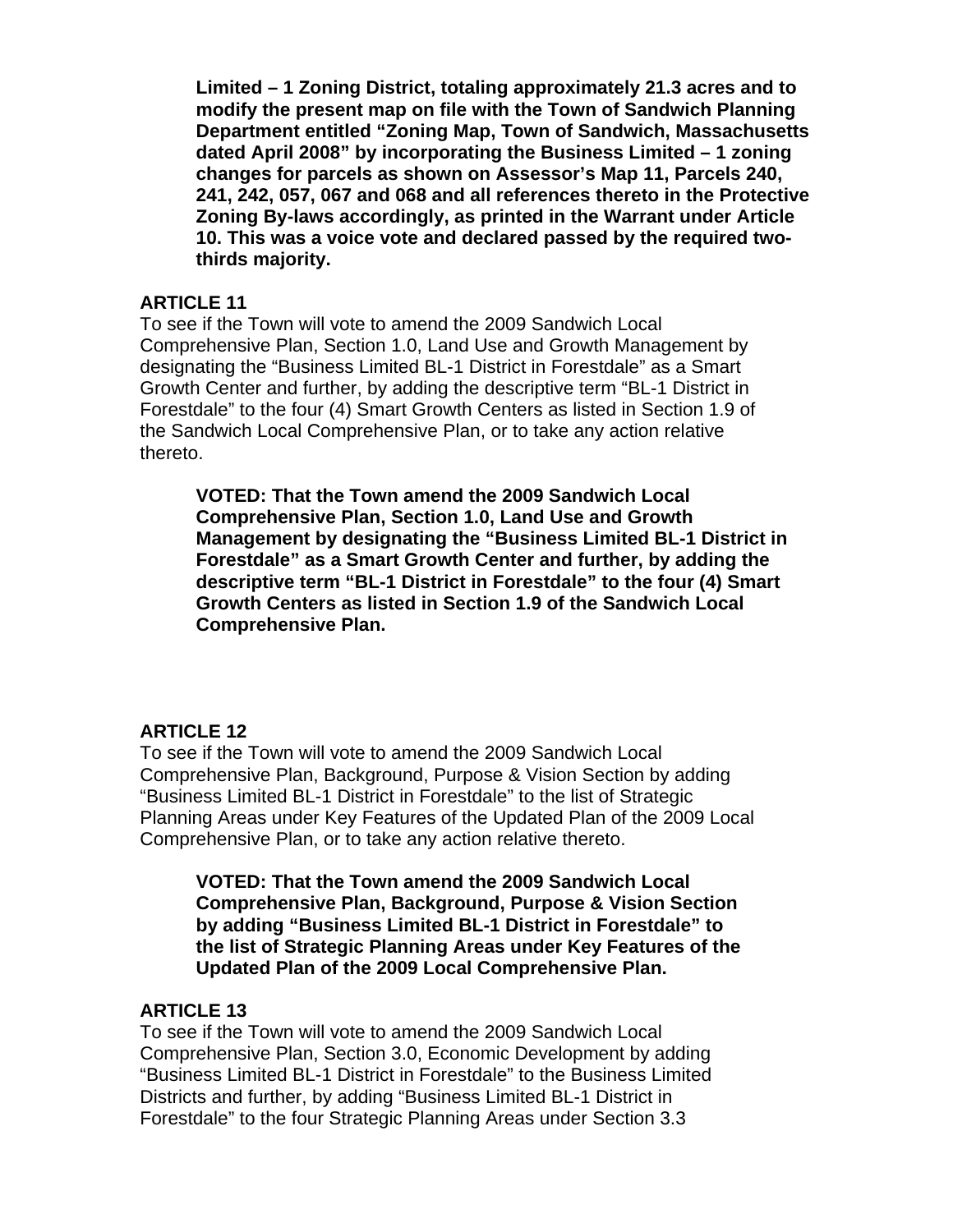**Limited – 1 Zoning District, totaling approximately 21.3 acres and to modify the present map on file with the Town of Sandwich Planning Department entitled "Zoning Map, Town of Sandwich, Massachusetts dated April 2008" by incorporating the Business Limited – 1 zoning changes for parcels as shown on Assessor's Map 11, Parcels 240, 241, 242, 057, 067 and 068 and all references thereto in the Protective Zoning By-laws accordingly, as printed in the Warrant under Article 10. This was a voice vote and declared passed by the required two-thirds majority.**

**ARTICLE 11**

To see if the Town will vote to amend the 2009 Sandwich Local Comprehensive Plan, Section 1.0, Land Use and Growth Management by designating the "Business Limited BL-1 District in Forestdale" as a Smart Growth Center and further, by adding the descriptive term "BL-1 District in Forestdale" to the four (4) Smart Growth Centers as listed in Section 1.9 of the Sandwich Local Comprehensive Plan, or to take any action relative thereto.

**VOTED: That the Town amend the 2009 Sandwich Local Comprehensive Plan, Section 1.0, Land Use and Growth Management by designating the "Business Limited BL-1 District in Forestdale" as a Smart Growth Center and further, by adding the descriptive term "BL-1 District in Forestdale" to the four (4) Smart Growth Centers as listed in Section 1.9 of the Sandwich Local Comprehensive Plan.**

**ARTICLE 12**

To see if the Town will vote to amend the 2009 Sandwich Local Comprehensive Plan, Background, Purpose & Vision Section by adding "Business Limited BL-1 District in Forestdale" to the list of Strategic Planning Areas under Key Features of the Updated Plan of the 2009 Local Comprehensive Plan, or to take any action relative thereto.

**VOTED: That the Town amend the 2009 Sandwich Local Comprehensive Plan, Background, Purpose & Vision Section by adding "Business Limited BL-1 District in Forestdale" to the list of Strategic Planning Areas under Key Features of the Updated Plan of the 2009 Local Comprehensive Plan.**

**ARTICLE 13**

To see if the Town will vote to amend the 2009 Sandwich Local Comprehensive Plan, Section 3.0, Economic Development by adding "Business Limited BL-1 District in Forestdale" to the Business Limited Districts and further, by adding "Business Limited BL-1 District in Forestdale" to the four Strategic Planning Areas under Section 3.3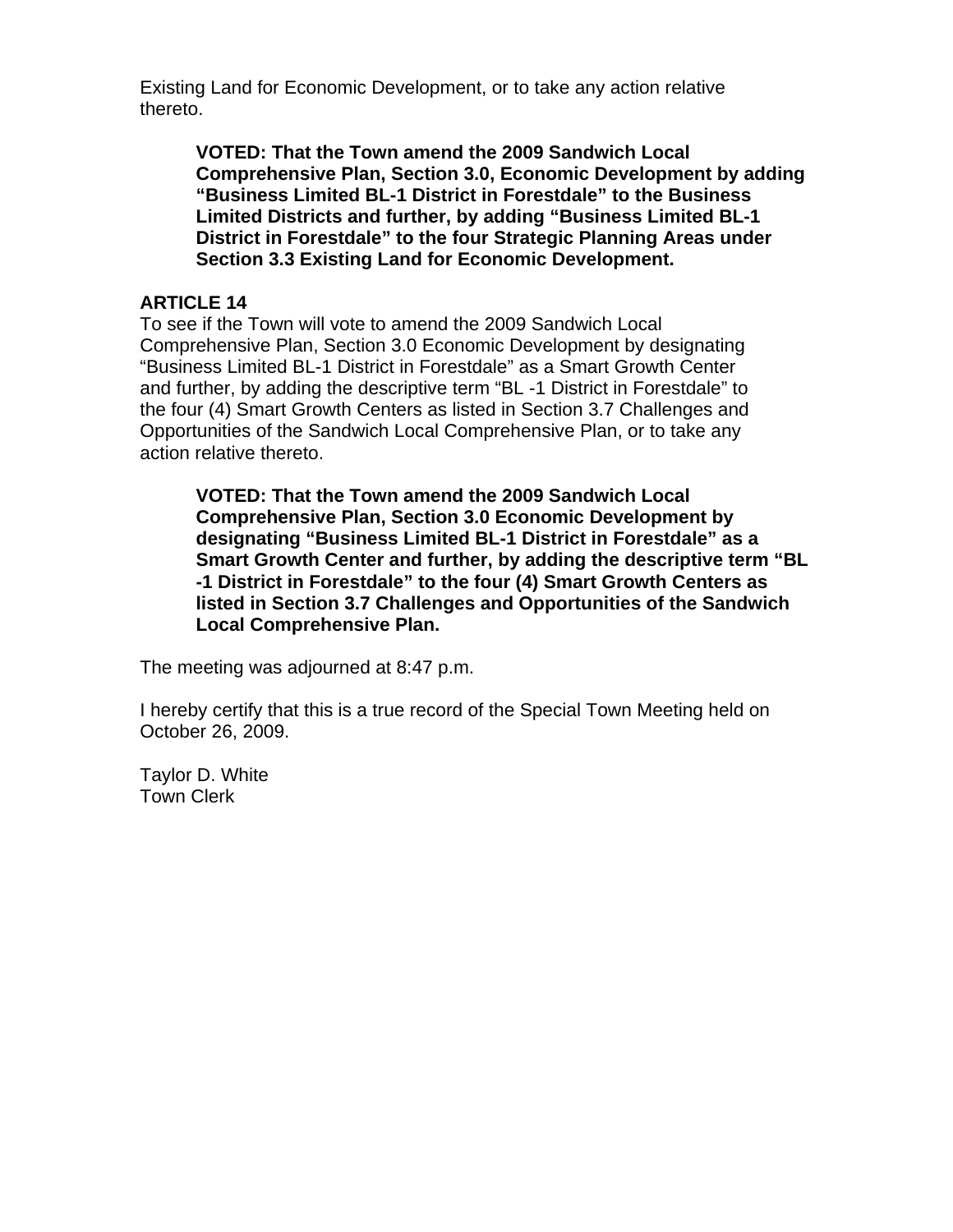Existing Land for Economic Development, or to take any action relative thereto.

> **VOTED: That the Town amend the 2009 Sandwich Local Comprehensive Plan, Section 3.0, Economic Development by adding “Business Limited BL-1 District in Forestdale” to the Business Limited Districts and further, by adding “Business Limited BL-1 District in Forestdale” to the four Strategic Planning Areas under Section 3.3 Existing Land for Economic Development.**

**ARTICLE 14**

To see if the Town will vote to amend the 2009 Sandwich Local Comprehensive Plan, Section 3.0 Economic Development by designating “Business Limited BL-1 District in Forestdale” as a Smart Growth Center and further, by adding the descriptive term “BL -1 District in Forestdale” to the four (4) Smart Growth Centers as listed in Section 3.7 Challenges and Opportunities of the Sandwich Local Comprehensive Plan, or to take any action relative thereto.

> **VOTED: That the Town amend the 2009 Sandwich Local Comprehensive Plan, Section 3.0 Economic Development by designating “Business Limited BL-1 District in Forestdale” as a Smart Growth Center and further, by adding the descriptive term “BL -1 District in Forestdale” to the four (4) Smart Growth Centers as listed in Section 3.7 Challenges and Opportunities of the Sandwich Local Comprehensive Plan.**

The meeting was adjourned at 8:47 p.m.

I hereby certify that this is a true record of the Special Town Meeting held on October 26, 2009.

Taylor D. White
Town Clerk